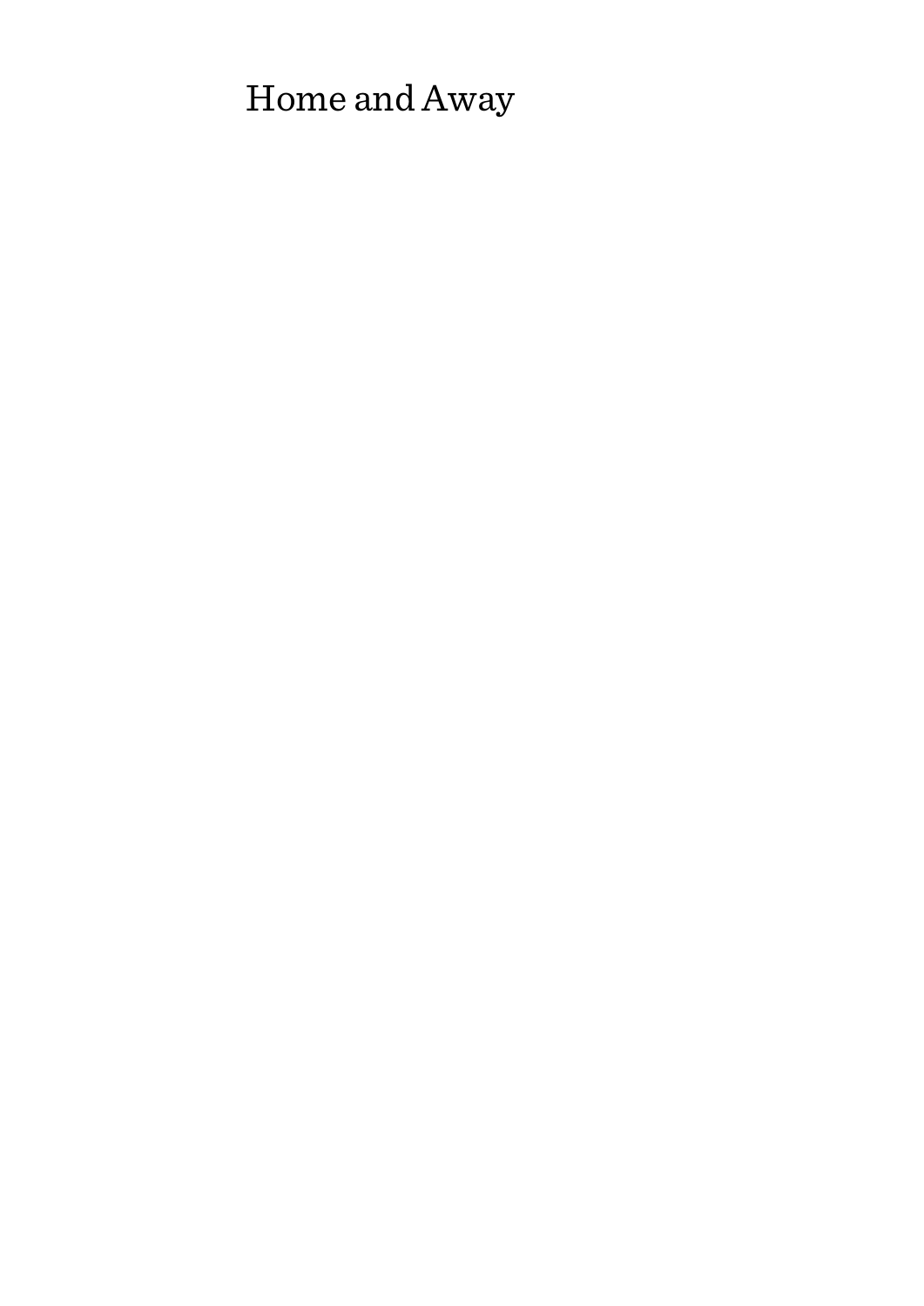# Home and Away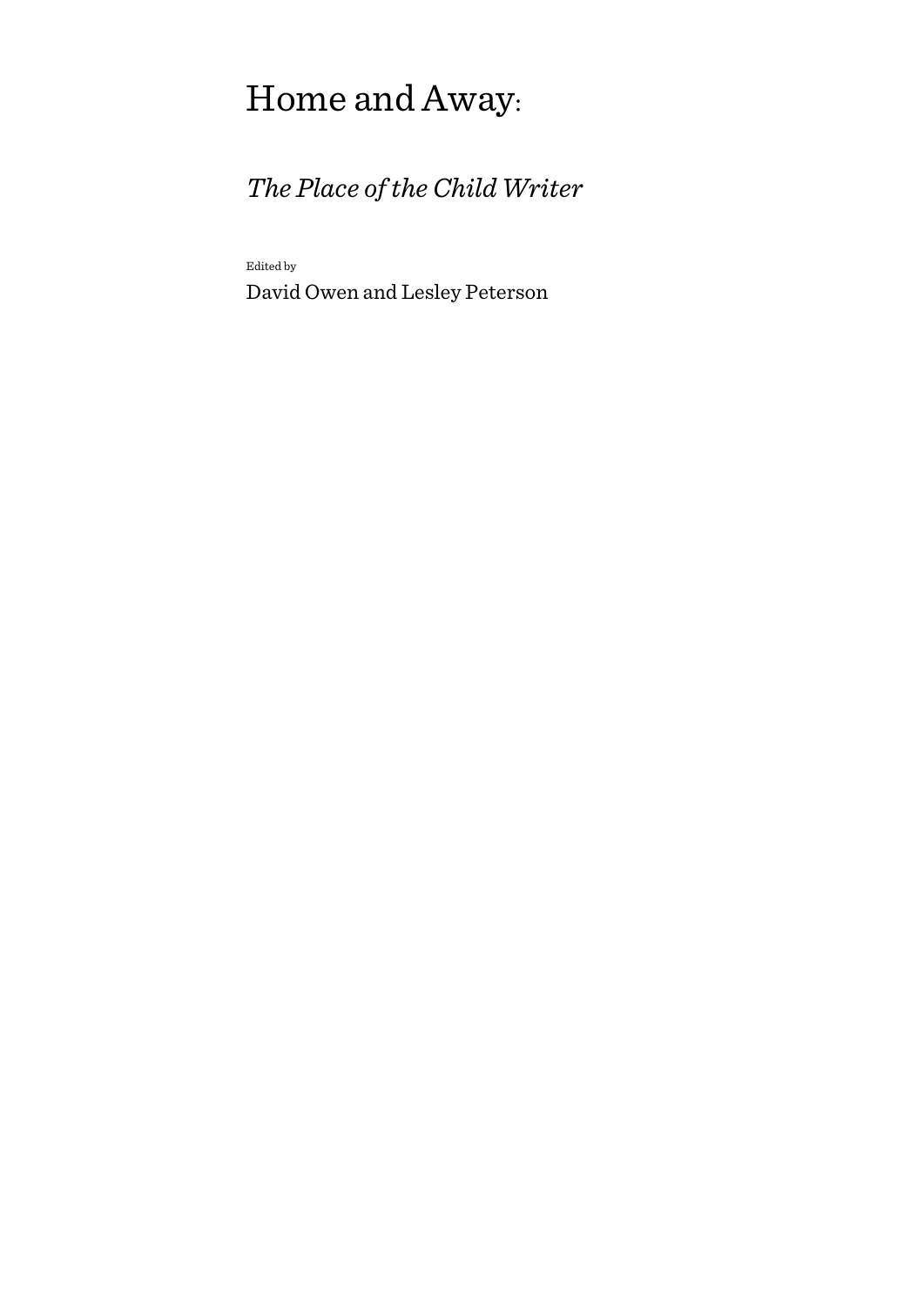# Home and Away:

## *The Place of the Child Writer*

Edited by

David Owen and Lesley Peterson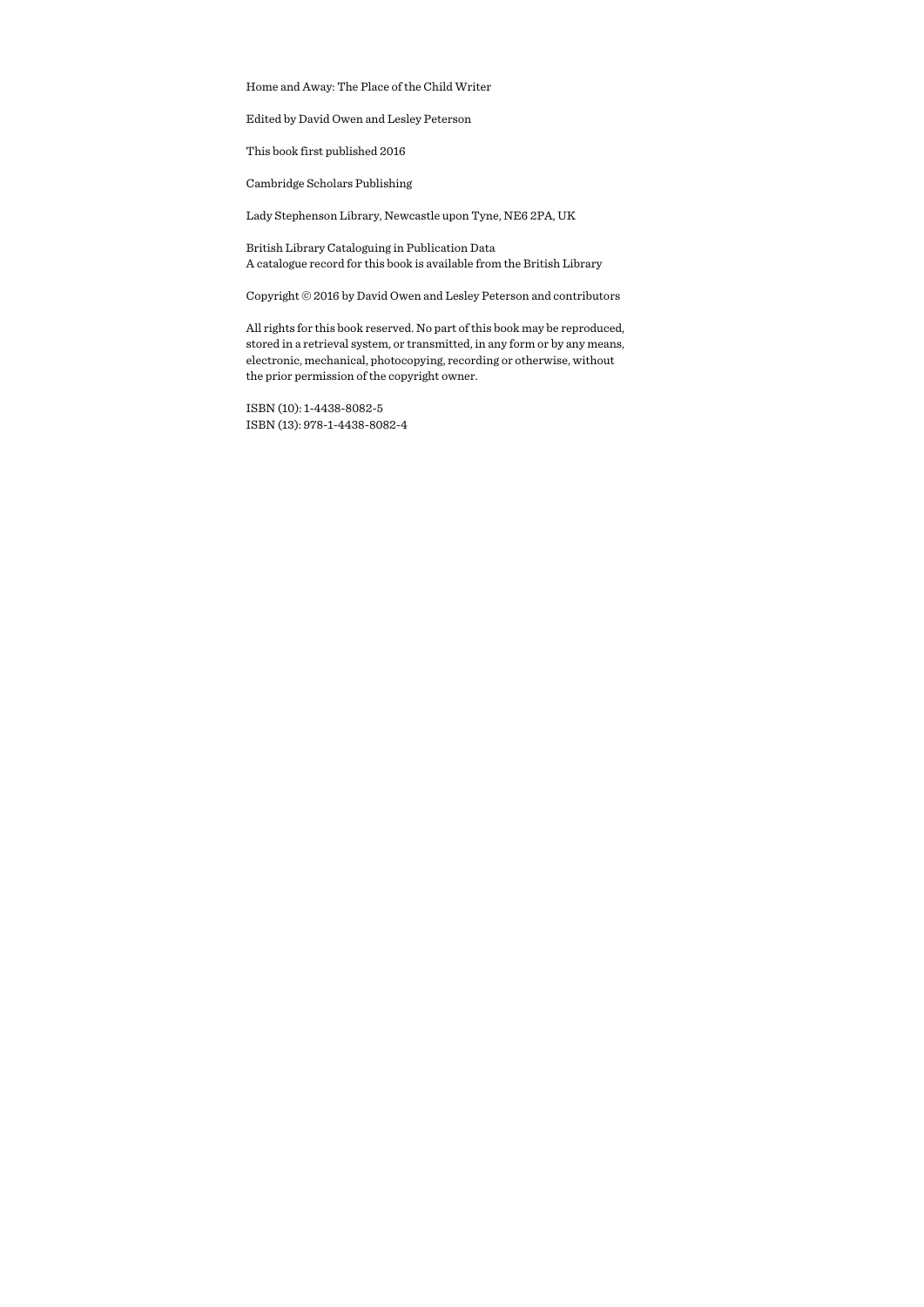Home and Away: The Place of the Child Writer

Edited by David Owen and Lesley Peterson

This book first published 2016

Cambridge Scholars Publishing

Lady Stephenson Library, Newcastle upon Tyne, NE6 2PA, UK

British Library Cataloguing in Publication Data
A catalogue record for this book is available from the British Library

Copyright © 2016 by David Owen and Lesley Peterson and contributors

All rights for this book reserved. No part of this book may be reproduced, stored in a retrieval system, or transmitted, in any form or by any means, electronic, mechanical, photocopying, recording or otherwise, without the prior permission of the copyright owner.

ISBN (10): 1-4438-8082-5
ISBN (13): 978-1-4438-8082-4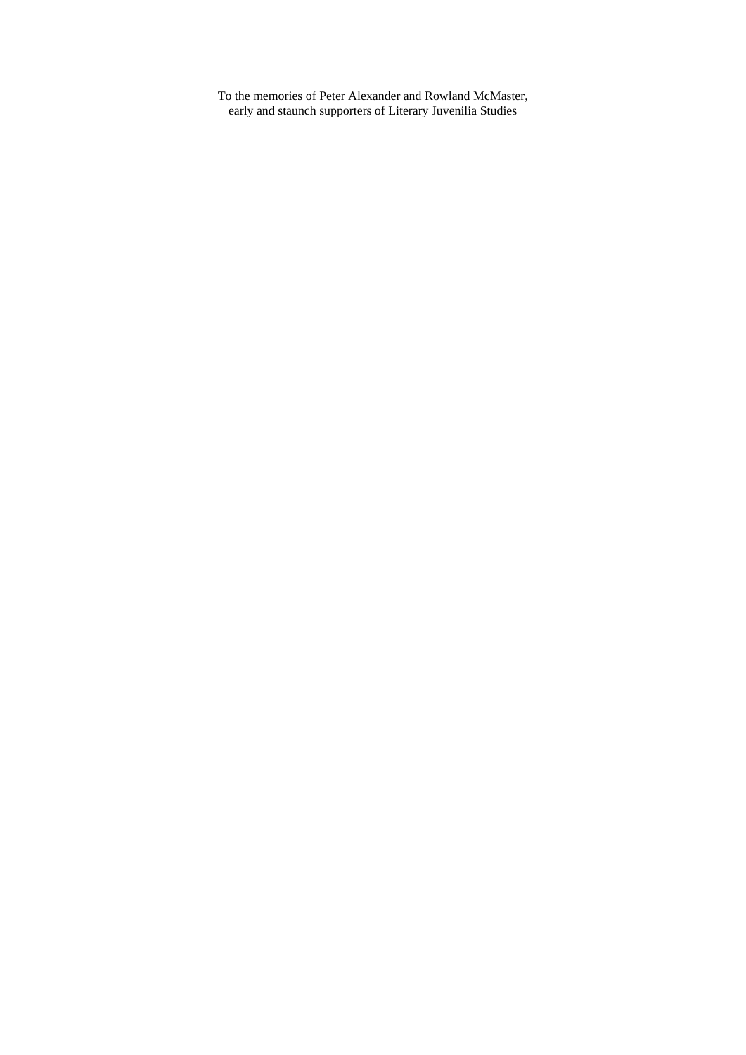To the memories of Peter Alexander and Rowland McMaster,
early and staunch supporters of Literary Juvenilia Studies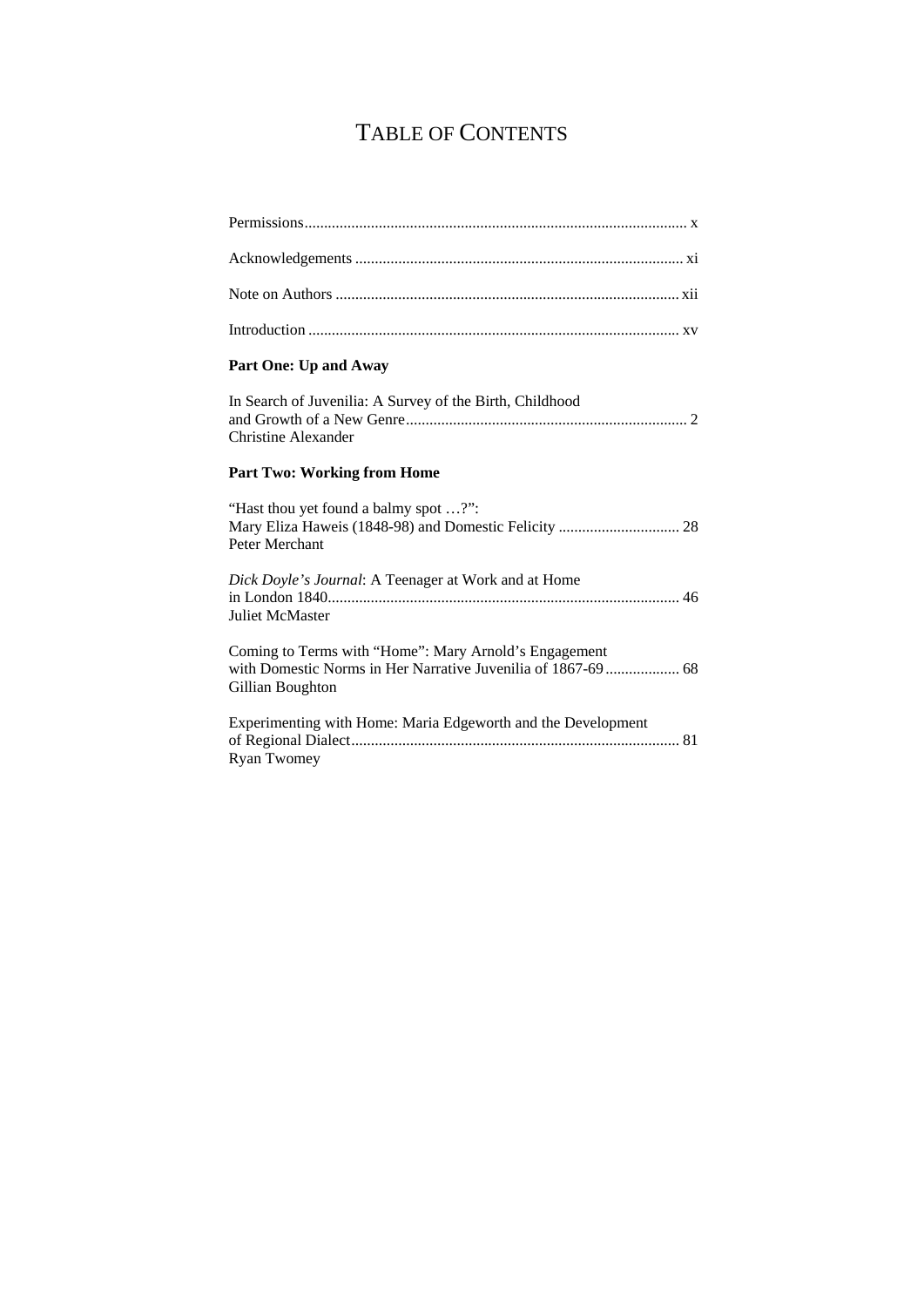# TABLE OF CONTENTS

Permissions ..... x

Acknowledgements ..... xi

Note on Authors ..... xii

Introduction ..... xv

**Part One: Up and Away**

In Search of Juvenilia: A Survey of the Birth, Childhood and Growth of a New Genre ..... 2
Christine Alexander

**Part Two: Working from Home**

"Hast thou yet found a balmy spot …?": Mary Eliza Haweis (1848-98) and Domestic Felicity ..... 28
Peter Merchant

*Dick Doyle's Journal*: A Teenager at Work and at Home in London 1840 ..... 46
Juliet McMaster

Coming to Terms with "Home": Mary Arnold's Engagement with Domestic Norms in Her Narrative Juvenilia of 1867-69 ..... 68
Gillian Boughton

Experimenting with Home: Maria Edgeworth and the Development of Regional Dialect ..... 81
Ryan Twomey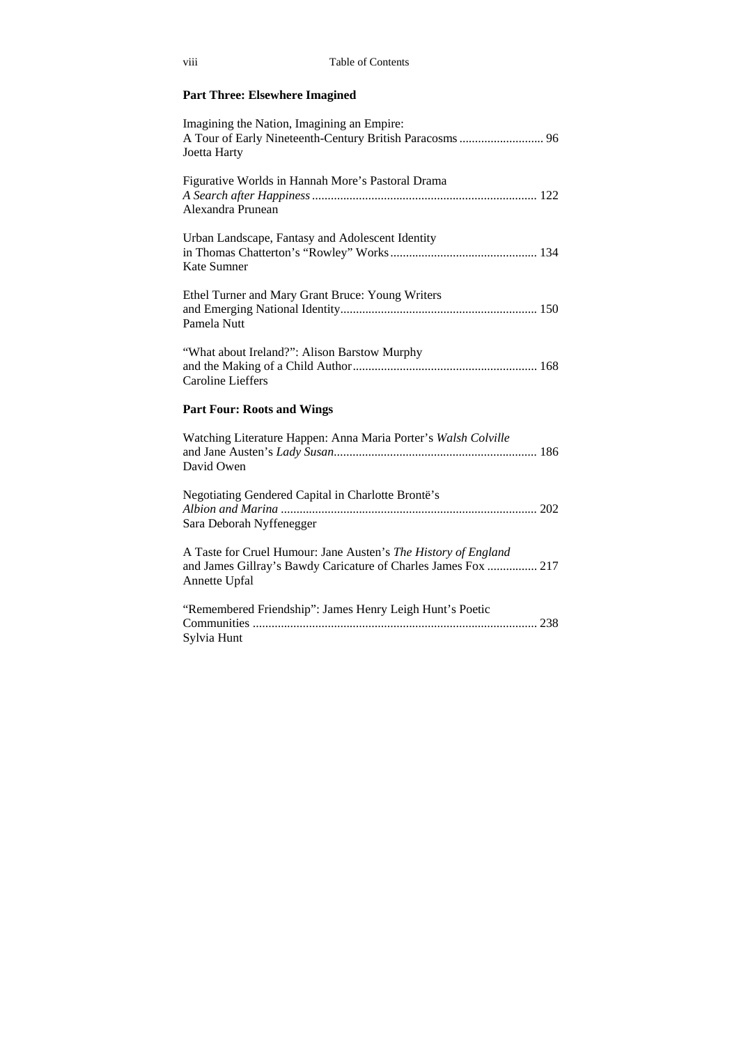## Part Three: Elsewhere Imagined

Imagining the Nation, Imagining an Empire:
A Tour of Early Nineteenth-Century British Paracosms ........................... 96
Joetta Harty

Figurative Worlds in Hannah More's Pastoral Drama
*A Search after Happiness* ....................................................................... 122
Alexandra Prunean

Urban Landscape, Fantasy and Adolescent Identity
in Thomas Chatterton's "Rowley" Works .............................................. 134
Kate Sumner

Ethel Turner and Mary Grant Bruce: Young Writers
and Emerging National Identity.............................................................. 150
Pamela Nutt

"What about Ireland?": Alison Barstow Murphy
and the Making of a Child Author........................................................... 168
Caroline Lieffers

## Part Four: Roots and Wings

Watching Literature Happen: Anna Maria Porter's *Walsh Colville*
and Jane Austen's *Lady Susan*................................................................. 186
David Owen

Negotiating Gendered Capital in Charlotte Brontë's
*Albion and Marina* ................................................................................. 202
Sara Deborah Nyffenegger

A Taste for Cruel Humour: Jane Austen's *The History of England*
and James Gillray's Bawdy Caricature of Charles James Fox ................ 217
Annette Upfal

"Remembered Friendship": James Henry Leigh Hunt's Poetic
Communities .......................................................................................... 238
Sylvia Hunt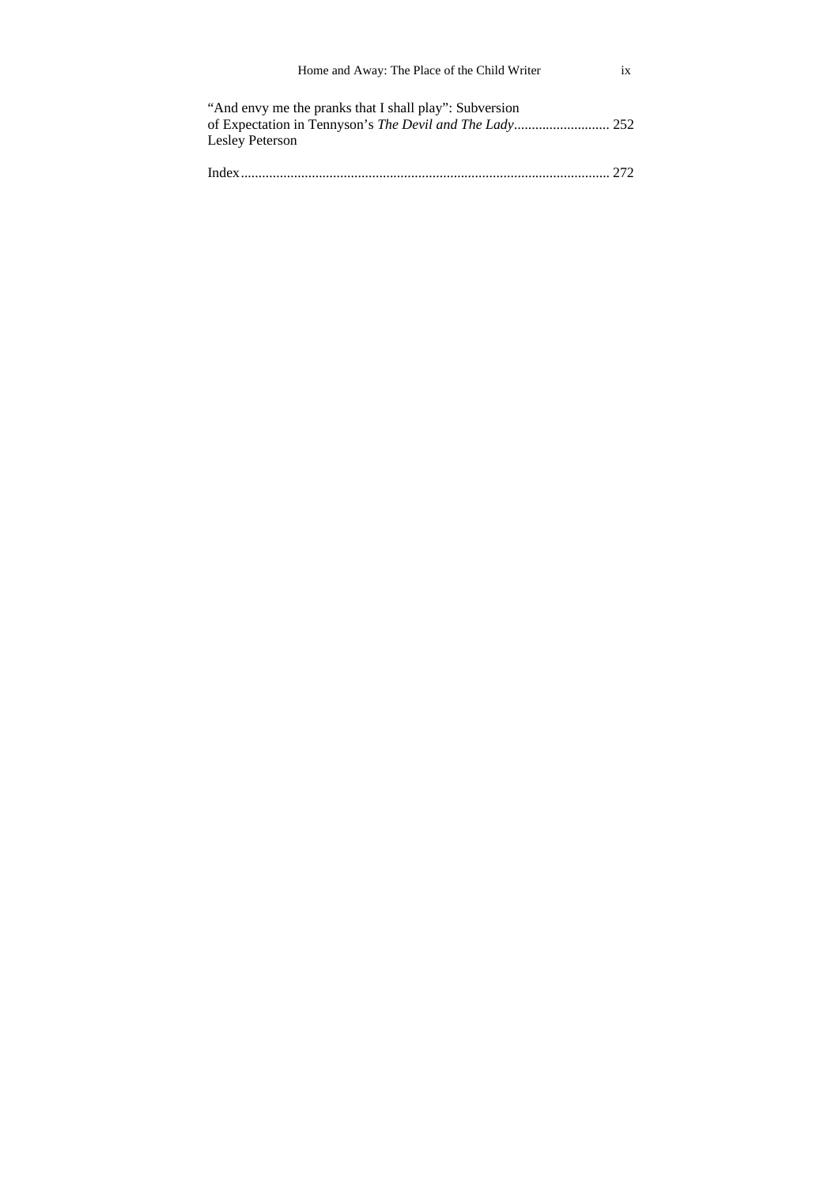"And envy me the pranks that I shall play": Subversion of Expectation in Tennyson's *The Devil and The Lady*........................... 252
Lesley Peterson

Index........................................................................................................ 272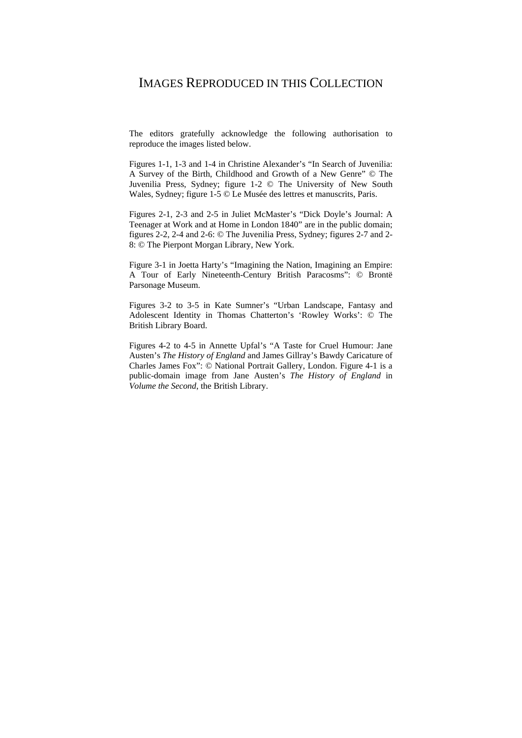# IMAGES REPRODUCED IN THIS COLLECTION

The editors gratefully acknowledge the following authorisation to reproduce the images listed below.

Figures 1-1, 1-3 and 1-4 in Christine Alexander's "In Search of Juvenilia: A Survey of the Birth, Childhood and Growth of a New Genre" © The Juvenilia Press, Sydney; figure 1-2 © The University of New South Wales, Sydney; figure 1-5 © Le Musée des lettres et manuscrits, Paris.

Figures 2-1, 2-3 and 2-5 in Juliet McMaster's "Dick Doyle's Journal: A Teenager at Work and at Home in London 1840" are in the public domain; figures 2-2, 2-4 and 2-6: © The Juvenilia Press, Sydney; figures 2-7 and 2-8: © The Pierpont Morgan Library, New York.

Figure 3-1 in Joetta Harty's "Imagining the Nation, Imagining an Empire: A Tour of Early Nineteenth-Century British Paracosms": © Brontë Parsonage Museum.

Figures 3-2 to 3-5 in Kate Sumner's "Urban Landscape, Fantasy and Adolescent Identity in Thomas Chatterton's 'Rowley Works': © The British Library Board.

Figures 4-2 to 4-5 in Annette Upfal's "A Taste for Cruel Humour: Jane Austen's *The History of England* and James Gillray's Bawdy Caricature of Charles James Fox": © National Portrait Gallery, London. Figure 4-1 is a public-domain image from Jane Austen's *The History of England* in *Volume the Second*, the British Library.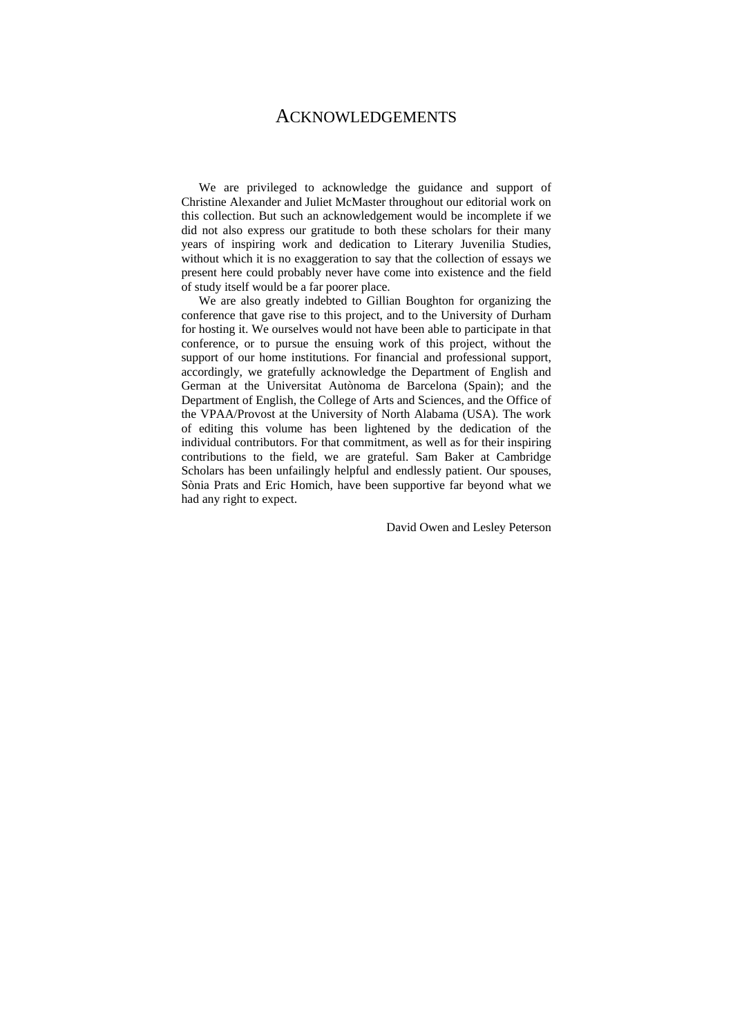# ACKNOWLEDGEMENTS

We are privileged to acknowledge the guidance and support of Christine Alexander and Juliet McMaster throughout our editorial work on this collection. But such an acknowledgement would be incomplete if we did not also express our gratitude to both these scholars for their many years of inspiring work and dedication to Literary Juvenilia Studies, without which it is no exaggeration to say that the collection of essays we present here could probably never have come into existence and the field of study itself would be a far poorer place.

We are also greatly indebted to Gillian Boughton for organizing the conference that gave rise to this project, and to the University of Durham for hosting it. We ourselves would not have been able to participate in that conference, or to pursue the ensuing work of this project, without the support of our home institutions. For financial and professional support, accordingly, we gratefully acknowledge the Department of English and German at the Universitat Autònoma de Barcelona (Spain); and the Department of English, the College of Arts and Sciences, and the Office of the VPAA/Provost at the University of North Alabama (USA). The work of editing this volume has been lightened by the dedication of the individual contributors. For that commitment, as well as for their inspiring contributions to the field, we are grateful. Sam Baker at Cambridge Scholars has been unfailingly helpful and endlessly patient. Our spouses, Sònia Prats and Eric Homich, have been supportive far beyond what we had any right to expect.

David Owen and Lesley Peterson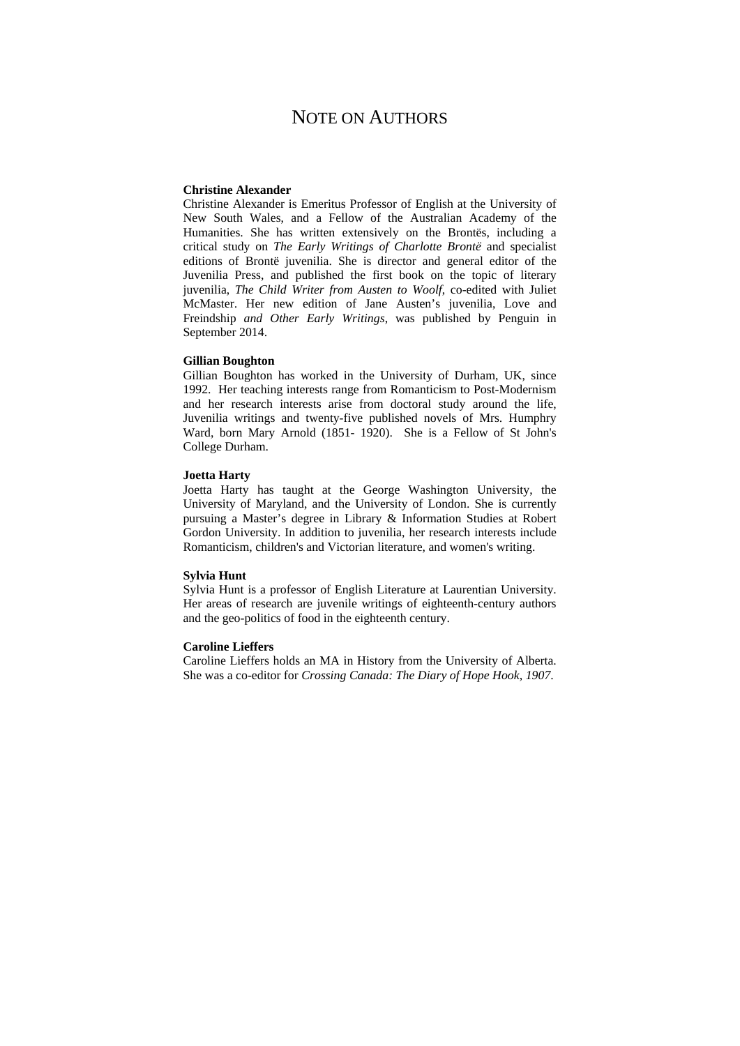# NOTE ON AUTHORS

**Christine Alexander**

Christine Alexander is Emeritus Professor of English at the University of New South Wales, and a Fellow of the Australian Academy of the Humanities. She has written extensively on the Brontës, including a critical study on *The Early Writings of Charlotte Brontë* and specialist editions of Brontë juvenilia. She is director and general editor of the Juvenilia Press, and published the first book on the topic of literary juvenilia, *The Child Writer from Austen to Woolf*, co-edited with Juliet McMaster. Her new edition of Jane Austen's juvenilia, Love and Freindship *and Other Early Writings*, was published by Penguin in September 2014.

**Gillian Boughton**

Gillian Boughton has worked in the University of Durham, UK, since 1992. Her teaching interests range from Romanticism to Post-Modernism and her research interests arise from doctoral study around the life, Juvenilia writings and twenty-five published novels of Mrs. Humphry Ward, born Mary Arnold (1851- 1920). She is a Fellow of St John's College Durham.

**Joetta Harty**

Joetta Harty has taught at the George Washington University, the University of Maryland, and the University of London. She is currently pursuing a Master's degree in Library & Information Studies at Robert Gordon University. In addition to juvenilia, her research interests include Romanticism, children's and Victorian literature, and women's writing.

**Sylvia Hunt**

Sylvia Hunt is a professor of English Literature at Laurentian University. Her areas of research are juvenile writings of eighteenth-century authors and the geo-politics of food in the eighteenth century.

**Caroline Lieffers**

Caroline Lieffers holds an MA in History from the University of Alberta. She was a co-editor for *Crossing Canada: The Diary of Hope Hook, 1907.*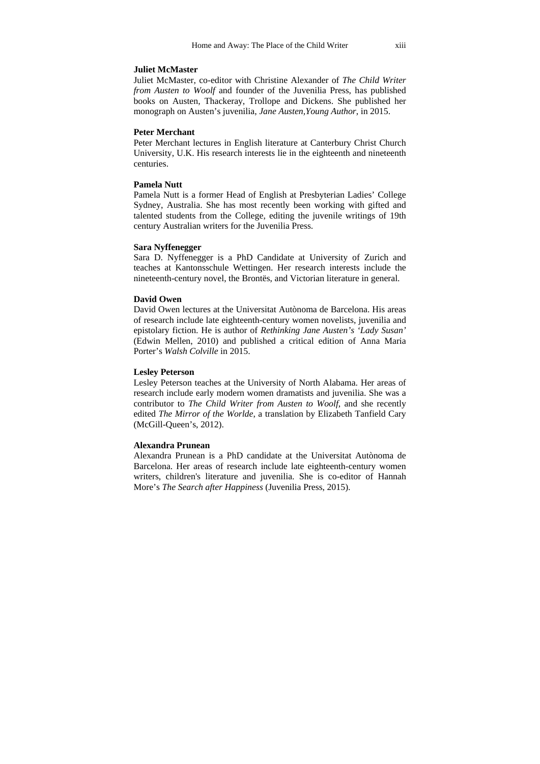**Juliet McMaster**

Juliet McMaster, co-editor with Christine Alexander of *The Child Writer from Austen to Woolf* and founder of the Juvenilia Press, has published books on Austen, Thackeray, Trollope and Dickens. She published her monograph on Austen's juvenilia, *Jane Austen,Young Author*, in 2015.

**Peter Merchant**

Peter Merchant lectures in English literature at Canterbury Christ Church University, U.K. His research interests lie in the eighteenth and nineteenth centuries.

**Pamela Nutt**

Pamela Nutt is a former Head of English at Presbyterian Ladies' College Sydney, Australia. She has most recently been working with gifted and talented students from the College, editing the juvenile writings of 19th century Australian writers for the Juvenilia Press.

**Sara Nyffenegger**

Sara D. Nyffenegger is a PhD Candidate at University of Zurich and teaches at Kantonsschule Wettingen. Her research interests include the nineteenth-century novel, the Brontës, and Victorian literature in general.

**David Owen**

David Owen lectures at the Universitat Autònoma de Barcelona. His areas of research include late eighteenth-century women novelists, juvenilia and epistolary fiction. He is author of *Rethinking Jane Austen's 'Lady Susan'* (Edwin Mellen, 2010) and published a critical edition of Anna Maria Porter's *Walsh Colville* in 2015.

**Lesley Peterson**

Lesley Peterson teaches at the University of North Alabama. Her areas of research include early modern women dramatists and juvenilia. She was a contributor to *The Child Writer from Austen to Woolf*, and she recently edited *The Mirror of the Worlde*, a translation by Elizabeth Tanfield Cary (McGill-Queen's, 2012).

**Alexandra Prunean**

Alexandra Prunean is a PhD candidate at the Universitat Autònoma de Barcelona. Her areas of research include late eighteenth-century women writers, children's literature and juvenilia. She is co-editor of Hannah More's *The Search after Happiness* (Juvenilia Press, 2015).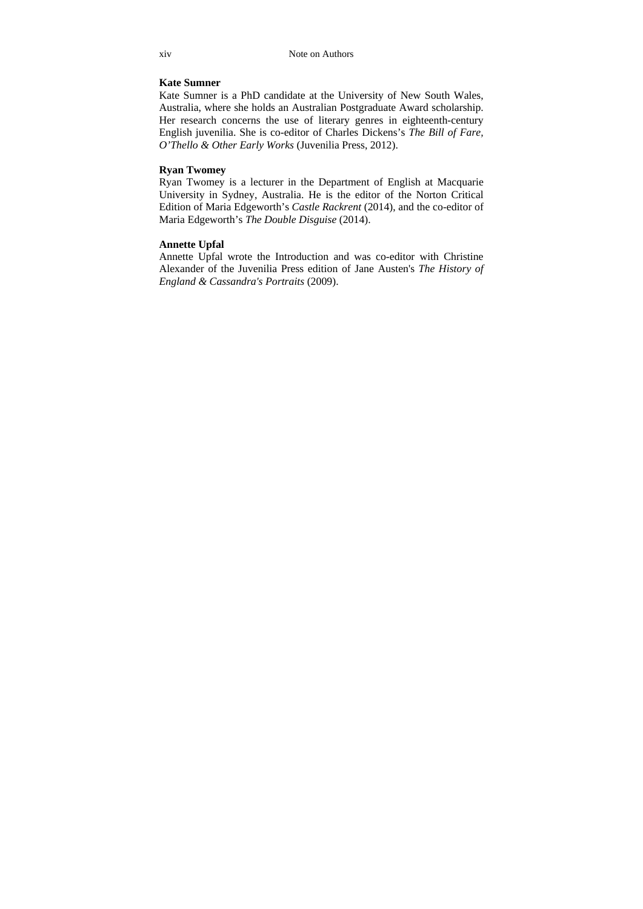**Kate Sumner**

Kate Sumner is a PhD candidate at the University of New South Wales, Australia, where she holds an Australian Postgraduate Award scholarship. Her research concerns the use of literary genres in eighteenth-century English juvenilia. She is co-editor of Charles Dickens's *The Bill of Fare, O'Thello & Other Early Works* (Juvenilia Press, 2012).

**Ryan Twomey**

Ryan Twomey is a lecturer in the Department of English at Macquarie University in Sydney, Australia. He is the editor of the Norton Critical Edition of Maria Edgeworth's *Castle Rackrent* (2014), and the co-editor of Maria Edgeworth's *The Double Disguise* (2014).

**Annette Upfal**

Annette Upfal wrote the Introduction and was co-editor with Christine Alexander of the Juvenilia Press edition of Jane Austen's *The History of England & Cassandra's Portraits* (2009).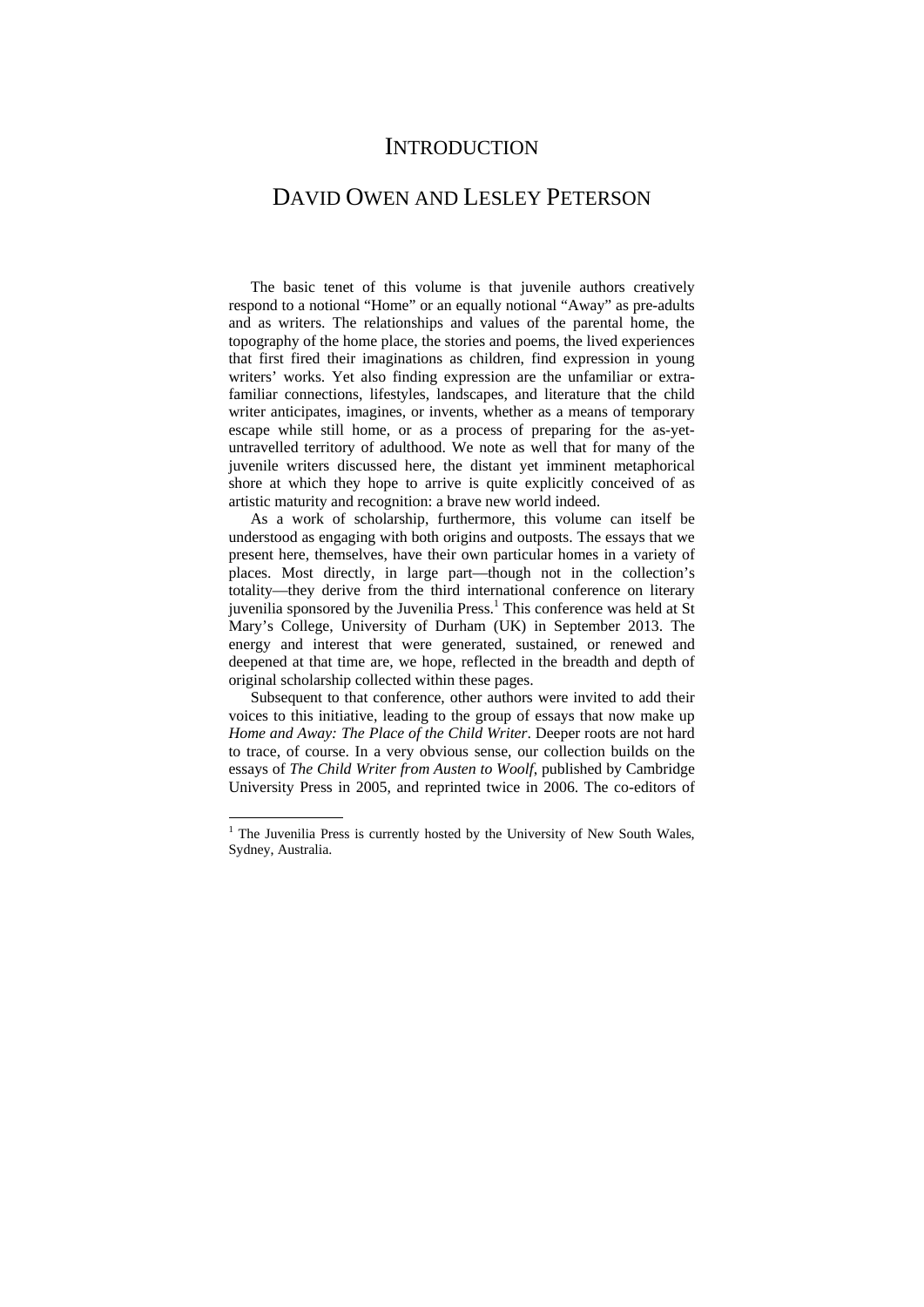# INTRODUCTION

## DAVID OWEN AND LESLEY PETERSON

The basic tenet of this volume is that juvenile authors creatively respond to a notional "Home" or an equally notional "Away" as pre-adults and as writers. The relationships and values of the parental home, the topography of the home place, the stories and poems, the lived experiences that first fired their imaginations as children, find expression in young writers' works. Yet also finding expression are the unfamiliar or extra-familiar connections, lifestyles, landscapes, and literature that the child writer anticipates, imagines, or invents, whether as a means of temporary escape while still home, or as a process of preparing for the as-yet-untravelled territory of adulthood. We note as well that for many of the juvenile writers discussed here, the distant yet imminent metaphorical shore at which they hope to arrive is quite explicitly conceived of as artistic maturity and recognition: a brave new world indeed.

As a work of scholarship, furthermore, this volume can itself be understood as engaging with both origins and outposts. The essays that we present here, themselves, have their own particular homes in a variety of places. Most directly, in large part—though not in the collection's totality—they derive from the third international conference on literary juvenilia sponsored by the Juvenilia Press.[1] This conference was held at St Mary's College, University of Durham (UK) in September 2013. The energy and interest that were generated, sustained, or renewed and deepened at that time are, we hope, reflected in the breadth and depth of original scholarship collected within these pages.

Subsequent to that conference, other authors were invited to add their voices to this initiative, leading to the group of essays that now make up *Home and Away: The Place of the Child Writer*. Deeper roots are not hard to trace, of course. In a very obvious sense, our collection builds on the essays of *The Child Writer from Austen to Woolf*, published by Cambridge University Press in 2005, and reprinted twice in 2006. The co-editors of

[1] The Juvenilia Press is currently hosted by the University of New South Wales, Sydney, Australia.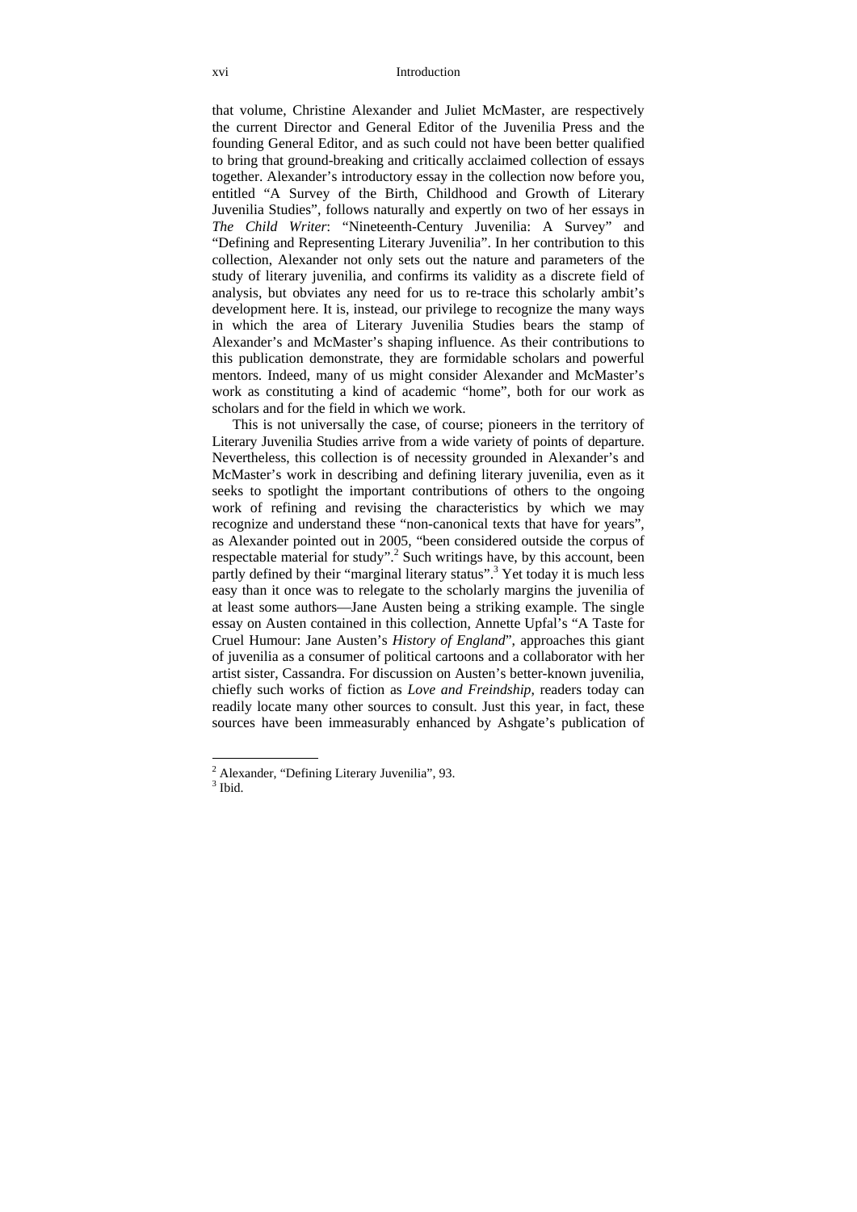that volume, Christine Alexander and Juliet McMaster, are respectively the current Director and General Editor of the Juvenilia Press and the founding General Editor, and as such could not have been better qualified to bring that ground-breaking and critically acclaimed collection of essays together. Alexander's introductory essay in the collection now before you, entitled "A Survey of the Birth, Childhood and Growth of Literary Juvenilia Studies", follows naturally and expertly on two of her essays in *The Child Writer*: "Nineteenth-Century Juvenilia: A Survey" and "Defining and Representing Literary Juvenilia". In her contribution to this collection, Alexander not only sets out the nature and parameters of the study of literary juvenilia, and confirms its validity as a discrete field of analysis, but obviates any need for us to re-trace this scholarly ambit's development here. It is, instead, our privilege to recognize the many ways in which the area of Literary Juvenilia Studies bears the stamp of Alexander's and McMaster's shaping influence. As their contributions to this publication demonstrate, they are formidable scholars and powerful mentors. Indeed, many of us might consider Alexander and McMaster's work as constituting a kind of academic "home", both for our work as scholars and for the field in which we work.

This is not universally the case, of course; pioneers in the territory of Literary Juvenilia Studies arrive from a wide variety of points of departure. Nevertheless, this collection is of necessity grounded in Alexander's and McMaster's work in describing and defining literary juvenilia, even as it seeks to spotlight the important contributions of others to the ongoing work of refining and revising the characteristics by which we may recognize and understand these "non-canonical texts that have for years", as Alexander pointed out in 2005, "been considered outside the corpus of respectable material for study".[2] Such writings have, by this account, been partly defined by their "marginal literary status".[3] Yet today it is much less easy than it once was to relegate to the scholarly margins the juvenilia of at least some authors—Jane Austen being a striking example. The single essay on Austen contained in this collection, Annette Upfal's "A Taste for Cruel Humour: Jane Austen's *History of England*", approaches this giant of juvenilia as a consumer of political cartoons and a collaborator with her artist sister, Cassandra. For discussion on Austen's better-known juvenilia, chiefly such works of fiction as *Love and Freindship*, readers today can readily locate many other sources to consult. Just this year, in fact, these sources have been immeasurably enhanced by Ashgate's publication of

---

[2] Alexander, "Defining Literary Juvenilia", 93.

[3] Ibid.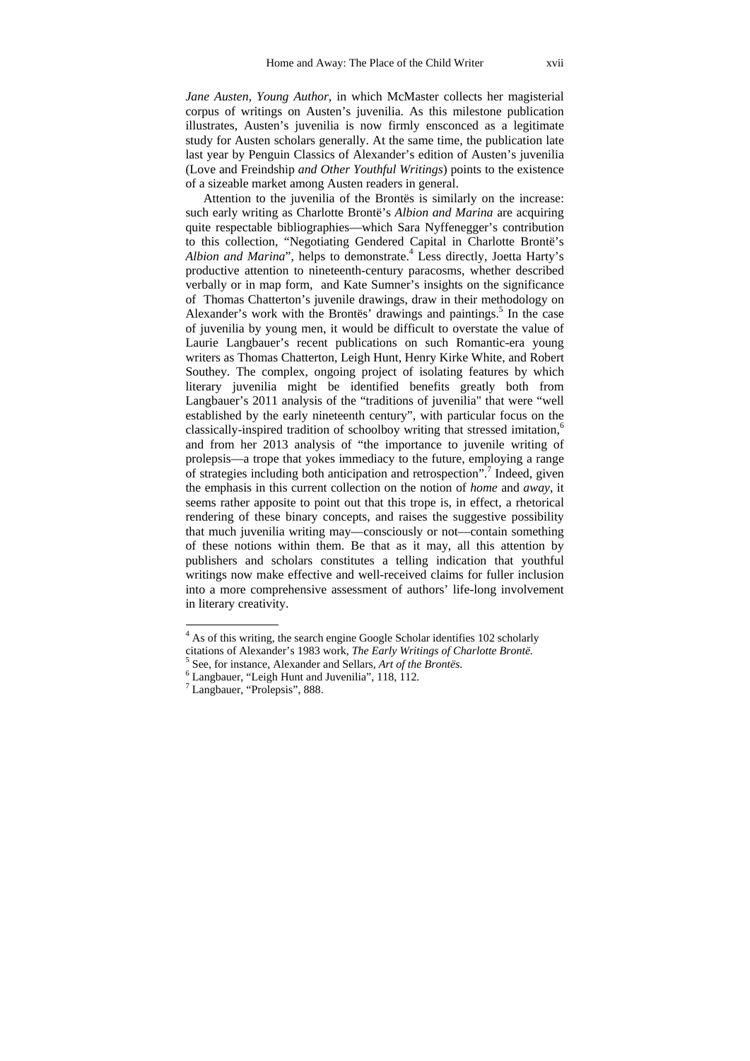*Jane Austen, Young Author*, in which McMaster collects her magisterial corpus of writings on Austen's juvenilia. As this milestone publication illustrates, Austen's juvenilia is now firmly ensconced as a legitimate study for Austen scholars generally. At the same time, the publication late last year by Penguin Classics of Alexander's edition of Austen's juvenilia (Love and Freindship *and Other Youthful Writings*) points to the existence of a sizeable market among Austen readers in general.

Attention to the juvenilia of the Brontës is similarly on the increase: such early writing as Charlotte Brontë's *Albion and Marina* are acquiring quite respectable bibliographies—which Sara Nyffenegger's contribution to this collection, "Negotiating Gendered Capital in Charlotte Brontë's *Albion and Marina*", helps to demonstrate.[4] Less directly, Joetta Harty's productive attention to nineteenth-century paracosms, whether described verbally or in map form, and Kate Sumner's insights on the significance of Thomas Chatterton's juvenile drawings, draw in their methodology on Alexander's work with the Brontës' drawings and paintings.[5] In the case of juvenilia by young men, it would be difficult to overstate the value of Laurie Langbauer's recent publications on such Romantic-era young writers as Thomas Chatterton, Leigh Hunt, Henry Kirke White, and Robert Southey. The complex, ongoing project of isolating features by which literary juvenilia might be identified benefits greatly both from Langbauer's 2011 analysis of the "traditions of juvenilia" that were "well established by the early nineteenth century", with particular focus on the classically-inspired tradition of schoolboy writing that stressed imitation,[6] and from her 2013 analysis of "the importance to juvenile writing of prolepsis—a trope that yokes immediacy to the future, employing a range of strategies including both anticipation and retrospection".[7] Indeed, given the emphasis in this current collection on the notion of *home* and *away*, it seems rather apposite to point out that this trope is, in effect, a rhetorical rendering of these binary concepts, and raises the suggestive possibility that much juvenilia writing may—consciously or not—contain something of these notions within them. Be that as it may, all this attention by publishers and scholars constitutes a telling indication that youthful writings now make effective and well-received claims for fuller inclusion into a more comprehensive assessment of authors' life-long involvement in literary creativity.

---

[4] As of this writing, the search engine Google Scholar identifies 102 scholarly citations of Alexander's 1983 work, *The Early Writings of Charlotte Brontë.*

[5] See, for instance, Alexander and Sellars, *Art of the Brontës.*

[6] Langbauer, "Leigh Hunt and Juvenilia", 118, 112.

[7] Langbauer, "Prolepsis", 888.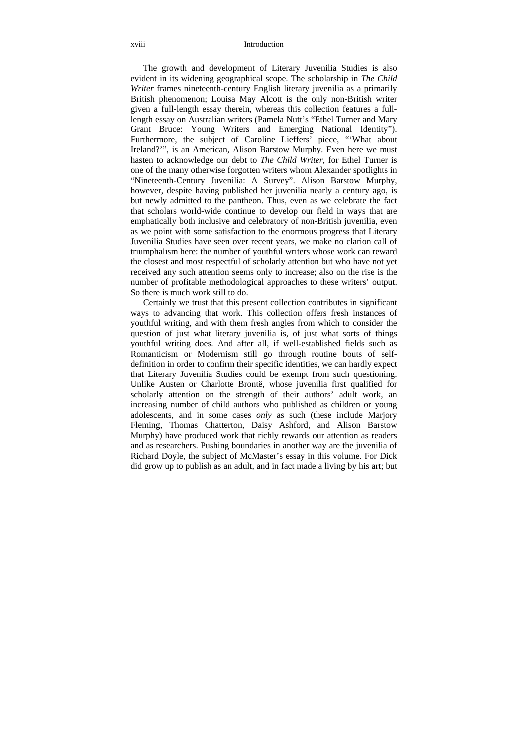The growth and development of Literary Juvenilia Studies is also evident in its widening geographical scope. The scholarship in *The Child Writer* frames nineteenth-century English literary juvenilia as a primarily British phenomenon; Louisa May Alcott is the only non-British writer given a full-length essay therein, whereas this collection features a full-length essay on Australian writers (Pamela Nutt's "Ethel Turner and Mary Grant Bruce: Young Writers and Emerging National Identity"). Furthermore, the subject of Caroline Lieffers' piece, "'What about Ireland?'", is an American, Alison Barstow Murphy. Even here we must hasten to acknowledge our debt to *The Child Writer*, for Ethel Turner is one of the many otherwise forgotten writers whom Alexander spotlights in "Nineteenth-Century Juvenilia: A Survey". Alison Barstow Murphy, however, despite having published her juvenilia nearly a century ago, is but newly admitted to the pantheon. Thus, even as we celebrate the fact that scholars world-wide continue to develop our field in ways that are emphatically both inclusive and celebratory of non-British juvenilia, even as we point with some satisfaction to the enormous progress that Literary Juvenilia Studies have seen over recent years, we make no clarion call of triumphalism here: the number of youthful writers whose work can reward the closest and most respectful of scholarly attention but who have not yet received any such attention seems only to increase; also on the rise is the number of profitable methodological approaches to these writers' output. So there is much work still to do.

Certainly we trust that this present collection contributes in significant ways to advancing that work. This collection offers fresh instances of youthful writing, and with them fresh angles from which to consider the question of just what literary juvenilia is, of just what sorts of things youthful writing does. And after all, if well-established fields such as Romanticism or Modernism still go through routine bouts of self-definition in order to confirm their specific identities, we can hardly expect that Literary Juvenilia Studies could be exempt from such questioning. Unlike Austen or Charlotte Brontë, whose juvenilia first qualified for scholarly attention on the strength of their authors' adult work, an increasing number of child authors who published as children or young adolescents, and in some cases *only* as such (these include Marjory Fleming, Thomas Chatterton, Daisy Ashford, and Alison Barstow Murphy) have produced work that richly rewards our attention as readers and as researchers. Pushing boundaries in another way are the juvenilia of Richard Doyle, the subject of McMaster's essay in this volume. For Dick did grow up to publish as an adult, and in fact made a living by his art; but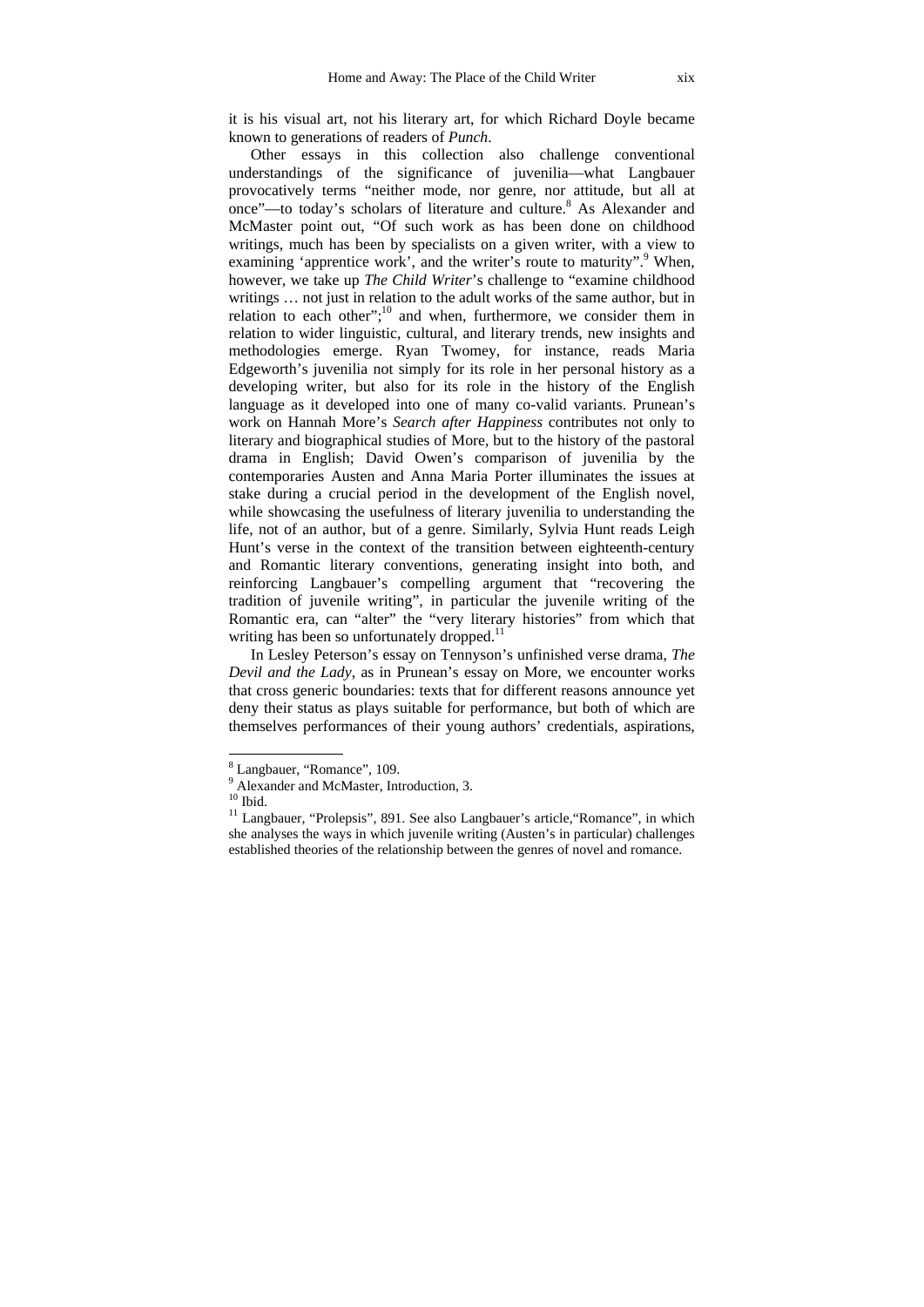it is his visual art, not his literary art, for which Richard Doyle became known to generations of readers of *Punch*.

Other essays in this collection also challenge conventional understandings of the significance of juvenilia—what Langbauer provocatively terms "neither mode, nor genre, nor attitude, but all at once"—to today's scholars of literature and culture.[8] As Alexander and McMaster point out, "Of such work as has been done on childhood writings, much has been by specialists on a given writer, with a view to examining 'apprentice work', and the writer's route to maturity".[9] When, however, we take up *The Child Writer*'s challenge to "examine childhood writings … not just in relation to the adult works of the same author, but in relation to each other";[10] and when, furthermore, we consider them in relation to wider linguistic, cultural, and literary trends, new insights and methodologies emerge. Ryan Twomey, for instance, reads Maria Edgeworth's juvenilia not simply for its role in her personal history as a developing writer, but also for its role in the history of the English language as it developed into one of many co-valid variants. Prunean's work on Hannah More's *Search after Happiness* contributes not only to literary and biographical studies of More, but to the history of the pastoral drama in English; David Owen's comparison of juvenilia by the contemporaries Austen and Anna Maria Porter illuminates the issues at stake during a crucial period in the development of the English novel, while showcasing the usefulness of literary juvenilia to understanding the life, not of an author, but of a genre. Similarly, Sylvia Hunt reads Leigh Hunt's verse in the context of the transition between eighteenth-century and Romantic literary conventions, generating insight into both, and reinforcing Langbauer's compelling argument that "recovering the tradition of juvenile writing", in particular the juvenile writing of the Romantic era, can "alter" the "very literary histories" from which that writing has been so unfortunately dropped.[11]

In Lesley Peterson's essay on Tennyson's unfinished verse drama, *The Devil and the Lady*, as in Prunean's essay on More, we encounter works that cross generic boundaries: texts that for different reasons announce yet deny their status as plays suitable for performance, but both of which are themselves performances of their young authors' credentials, aspirations,

---

[8] Langbauer, "Romance", 109.

[9] Alexander and McMaster, Introduction, 3.

[10] Ibid.

[11] Langbauer, "Prolepsis", 891. See also Langbauer's article,"Romance", in which she analyses the ways in which juvenile writing (Austen's in particular) challenges established theories of the relationship between the genres of novel and romance.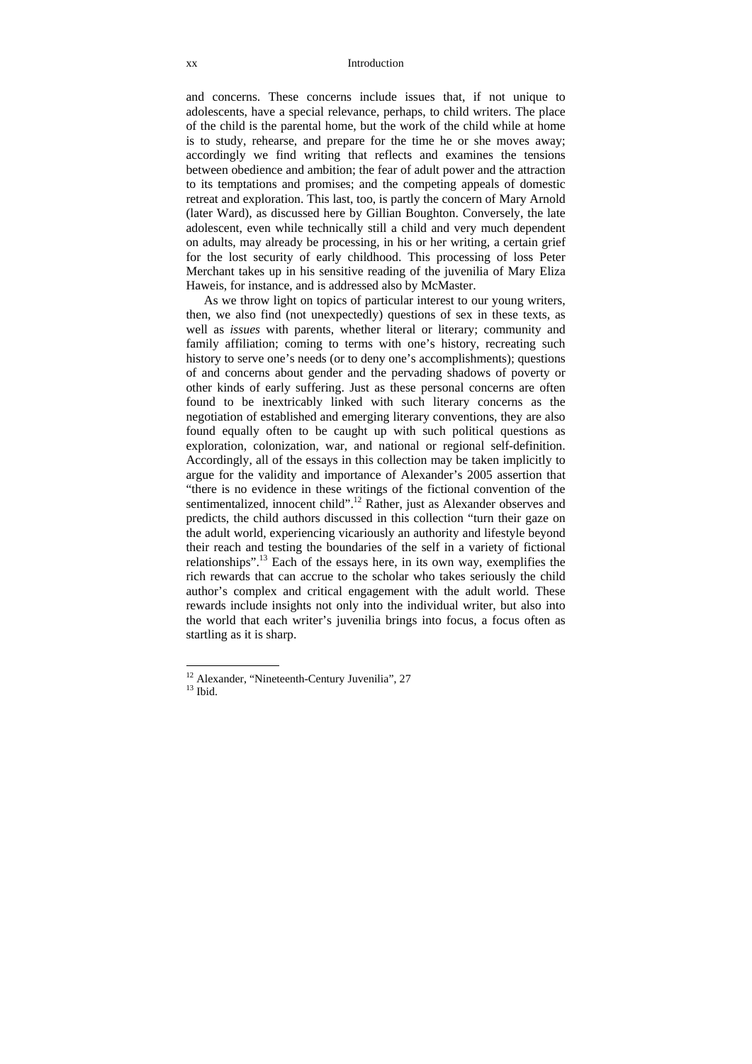and concerns. These concerns include issues that, if not unique to adolescents, have a special relevance, perhaps, to child writers. The place of the child is the parental home, but the work of the child while at home is to study, rehearse, and prepare for the time he or she moves away; accordingly we find writing that reflects and examines the tensions between obedience and ambition; the fear of adult power and the attraction to its temptations and promises; and the competing appeals of domestic retreat and exploration. This last, too, is partly the concern of Mary Arnold (later Ward), as discussed here by Gillian Boughton. Conversely, the late adolescent, even while technically still a child and very much dependent on adults, may already be processing, in his or her writing, a certain grief for the lost security of early childhood. This processing of loss Peter Merchant takes up in his sensitive reading of the juvenilia of Mary Eliza Haweis, for instance, and is addressed also by McMaster.

As we throw light on topics of particular interest to our young writers, then, we also find (not unexpectedly) questions of sex in these texts, as well as *issues* with parents, whether literal or literary; community and family affiliation; coming to terms with one's history, recreating such history to serve one's needs (or to deny one's accomplishments); questions of and concerns about gender and the pervading shadows of poverty or other kinds of early suffering. Just as these personal concerns are often found to be inextricably linked with such literary concerns as the negotiation of established and emerging literary conventions, they are also found equally often to be caught up with such political questions as exploration, colonization, war, and national or regional self-definition. Accordingly, all of the essays in this collection may be taken implicitly to argue for the validity and importance of Alexander's 2005 assertion that "there is no evidence in these writings of the fictional convention of the sentimentalized, innocent child".[12] Rather, just as Alexander observes and predicts, the child authors discussed in this collection "turn their gaze on the adult world, experiencing vicariously an authority and lifestyle beyond their reach and testing the boundaries of the self in a variety of fictional relationships".[13] Each of the essays here, in its own way, exemplifies the rich rewards that can accrue to the scholar who takes seriously the child author's complex and critical engagement with the adult world. These rewards include insights not only into the individual writer, but also into the world that each writer's juvenilia brings into focus, a focus often as startling as it is sharp.

---

[12] Alexander, "Nineteenth-Century Juvenilia", 27

[13] Ibid.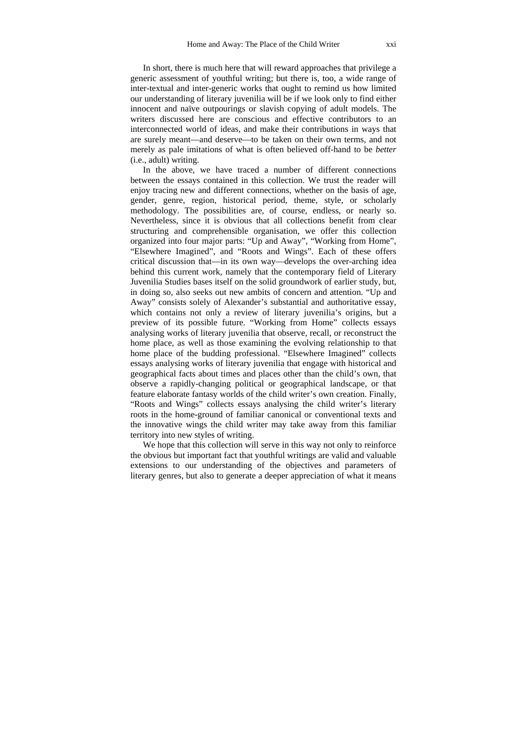In short, there is much here that will reward approaches that privilege a generic assessment of youthful writing; but there is, too, a wide range of inter-textual and inter-generic works that ought to remind us how limited our understanding of literary juvenilia will be if we look only to find either innocent and naïve outpourings or slavish copying of adult models. The writers discussed here are conscious and effective contributors to an interconnected world of ideas, and make their contributions in ways that are surely meant—and deserve—to be taken on their own terms, and not merely as pale imitations of what is often believed off-hand to be *better* (i.e., adult) writing.

In the above, we have traced a number of different connections between the essays contained in this collection. We trust the reader will enjoy tracing new and different connections, whether on the basis of age, gender, genre, region, historical period, theme, style, or scholarly methodology. The possibilities are, of course, endless, or nearly so. Nevertheless, since it is obvious that all collections benefit from clear structuring and comprehensible organisation, we offer this collection organized into four major parts: "Up and Away", "Working from Home", "Elsewhere Imagined", and "Roots and Wings". Each of these offers critical discussion that—in its own way—develops the over-arching idea behind this current work, namely that the contemporary field of Literary Juvenilia Studies bases itself on the solid groundwork of earlier study, but, in doing so, also seeks out new ambits of concern and attention. "Up and Away" consists solely of Alexander's substantial and authoritative essay, which contains not only a review of literary juvenilia's origins, but a preview of its possible future. "Working from Home" collects essays analysing works of literary juvenilia that observe, recall, or reconstruct the home place, as well as those examining the evolving relationship to that home place of the budding professional. "Elsewhere Imagined" collects essays analysing works of literary juvenilia that engage with historical and geographical facts about times and places other than the child's own, that observe a rapidly-changing political or geographical landscape, or that feature elaborate fantasy worlds of the child writer's own creation. Finally, "Roots and Wings" collects essays analysing the child writer's literary roots in the home-ground of familiar canonical or conventional texts and the innovative wings the child writer may take away from this familiar territory into new styles of writing.

We hope that this collection will serve in this way not only to reinforce the obvious but important fact that youthful writings are valid and valuable extensions to our understanding of the objectives and parameters of literary genres, but also to generate a deeper appreciation of what it means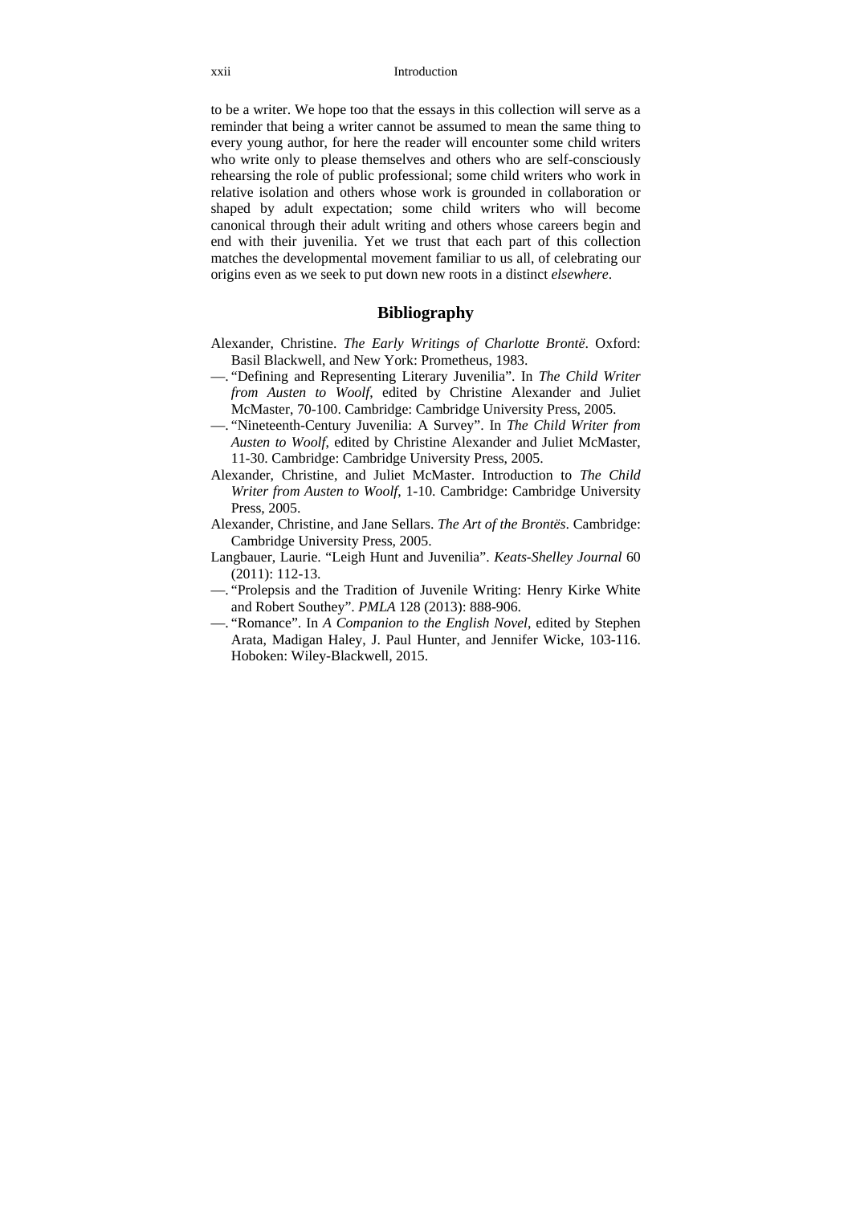to be a writer. We hope too that the essays in this collection will serve as a reminder that being a writer cannot be assumed to mean the same thing to every young author, for here the reader will encounter some child writers who write only to please themselves and others who are self-consciously rehearsing the role of public professional; some child writers who work in relative isolation and others whose work is grounded in collaboration or shaped by adult expectation; some child writers who will become canonical through their adult writing and others whose careers begin and end with their juvenilia. Yet we trust that each part of this collection matches the developmental movement familiar to us all, of celebrating our origins even as we seek to put down new roots in a distinct *elsewhere*.

## Bibliography

Alexander, Christine. *The Early Writings of Charlotte Brontë*. Oxford: Basil Blackwell, and New York: Prometheus, 1983.

—. "Defining and Representing Literary Juvenilia". In *The Child Writer from Austen to Woolf*, edited by Christine Alexander and Juliet McMaster, 70-100. Cambridge: Cambridge University Press, 2005.

—. "Nineteenth-Century Juvenilia: A Survey". In *The Child Writer from Austen to Woolf*, edited by Christine Alexander and Juliet McMaster, 11-30. Cambridge: Cambridge University Press, 2005.

Alexander, Christine, and Juliet McMaster. Introduction to *The Child Writer from Austen to Woolf*, 1-10. Cambridge: Cambridge University Press, 2005.

Alexander, Christine, and Jane Sellars. *The Art of the Brontës*. Cambridge: Cambridge University Press, 2005.

Langbauer, Laurie. "Leigh Hunt and Juvenilia". *Keats-Shelley Journal* 60 (2011): 112-13.

—. "Prolepsis and the Tradition of Juvenile Writing: Henry Kirke White and Robert Southey". *PMLA* 128 (2013): 888-906.

—. "Romance". In *A Companion to the English Novel*, edited by Stephen Arata, Madigan Haley, J. Paul Hunter, and Jennifer Wicke, 103-116. Hoboken: Wiley-Blackwell, 2015.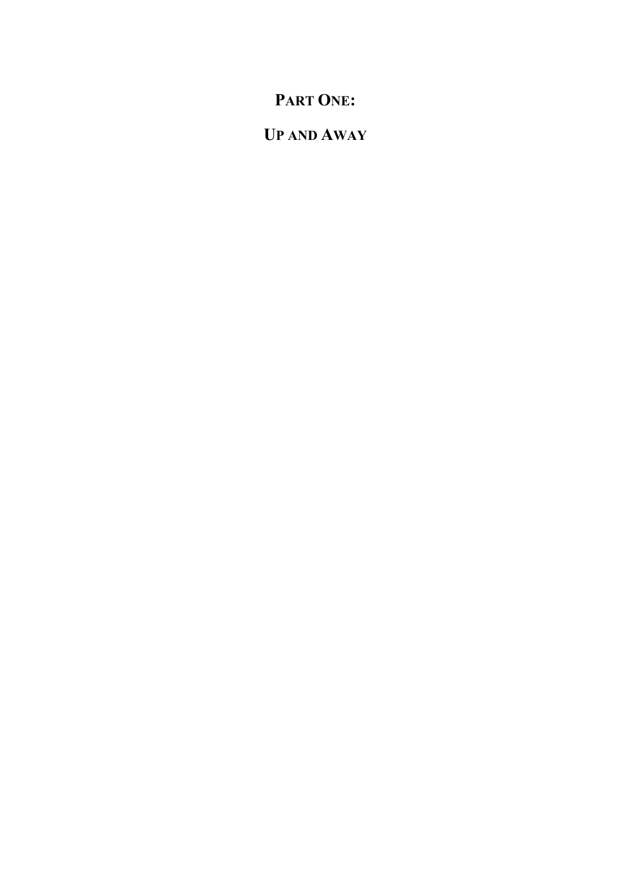# Part One:

# Up and Away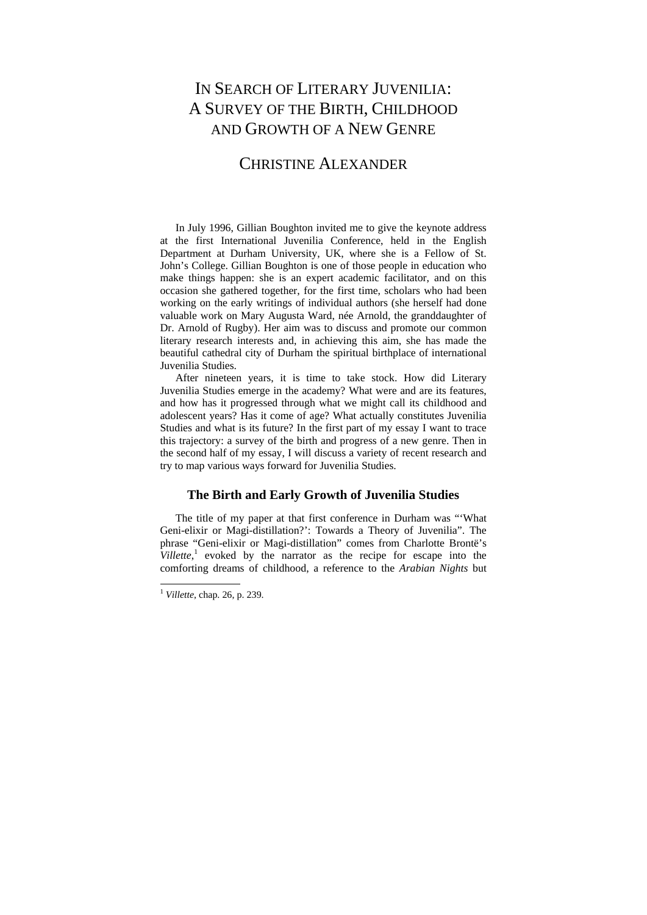# IN SEARCH OF LITERARY JUVENILIA: A SURVEY OF THE BIRTH, CHILDHOOD AND GROWTH OF A NEW GENRE

## CHRISTINE ALEXANDER

In July 1996, Gillian Boughton invited me to give the keynote address at the first International Juvenilia Conference, held in the English Department at Durham University, UK, where she is a Fellow of St. John's College. Gillian Boughton is one of those people in education who make things happen: she is an expert academic facilitator, and on this occasion she gathered together, for the first time, scholars who had been working on the early writings of individual authors (she herself had done valuable work on Mary Augusta Ward, née Arnold, the granddaughter of Dr. Arnold of Rugby). Her aim was to discuss and promote our common literary research interests and, in achieving this aim, she has made the beautiful cathedral city of Durham the spiritual birthplace of international Juvenilia Studies.

After nineteen years, it is time to take stock. How did Literary Juvenilia Studies emerge in the academy? What were and are its features, and how has it progressed through what we might call its childhood and adolescent years? Has it come of age? What actually constitutes Juvenilia Studies and what is its future? In the first part of my essay I want to trace this trajectory: a survey of the birth and progress of a new genre. Then in the second half of my essay, I will discuss a variety of recent research and try to map various ways forward for Juvenilia Studies.

### The Birth and Early Growth of Juvenilia Studies

The title of my paper at that first conference in Durham was "'What Geni-elixir or Magi-distillation?': Towards a Theory of Juvenilia". The phrase "Geni-elixir or Magi-distillation" comes from Charlotte Brontë's *Villette*,[1] evoked by the narrator as the recipe for escape into the comforting dreams of childhood, a reference to the *Arabian Nights* but

[1] *Villette*, chap. 26, p. 239.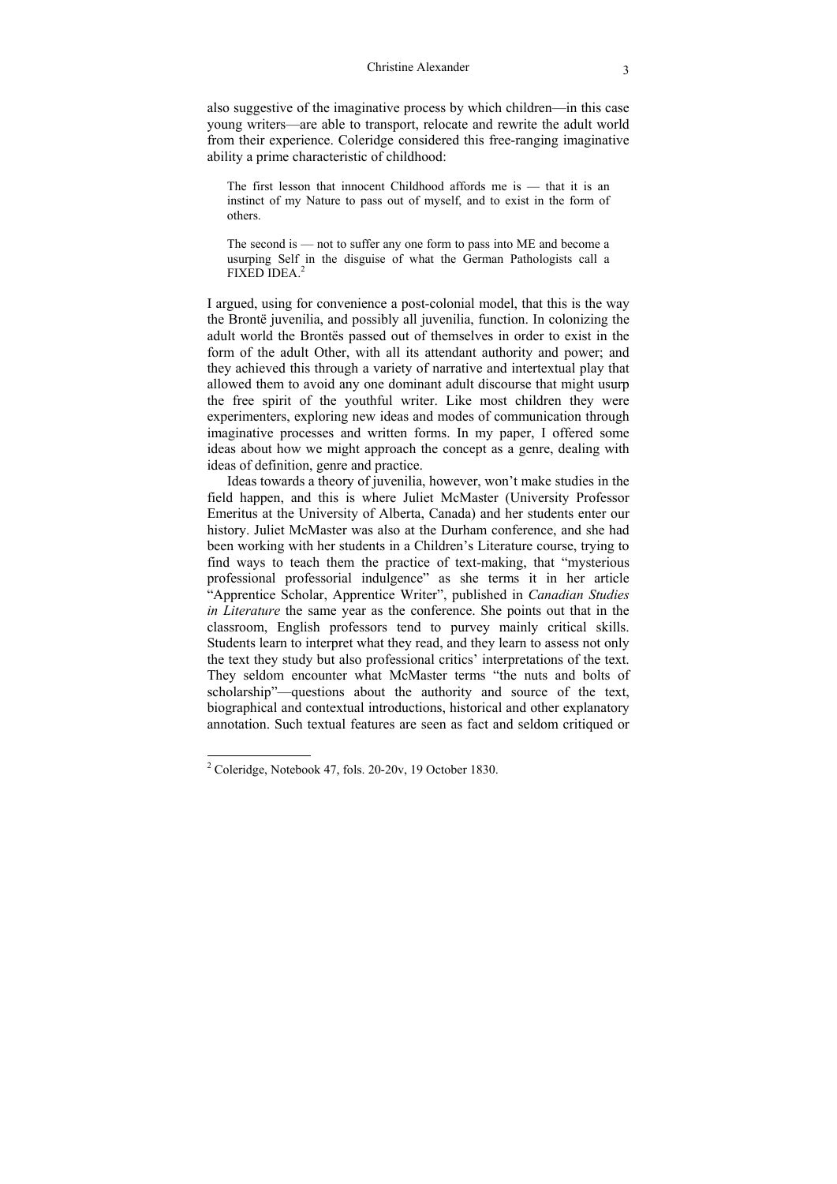also suggestive of the imaginative process by which children—in this case young writers—are able to transport, relocate and rewrite the adult world from their experience. Coleridge considered this free-ranging imaginative ability a prime characteristic of childhood:

> The first lesson that innocent Childhood affords me is — that it is an instinct of my Nature to pass out of myself, and to exist in the form of others.
>
> The second is — not to suffer any one form to pass into ME and become a usurping Self in the disguise of what the German Pathologists call a FIXED IDEA.[2]

I argued, using for convenience a post-colonial model, that this is the way the Brontë juvenilia, and possibly all juvenilia, function. In colonizing the adult world the Brontës passed out of themselves in order to exist in the form of the adult Other, with all its attendant authority and power; and they achieved this through a variety of narrative and intertextual play that allowed them to avoid any one dominant adult discourse that might usurp the free spirit of the youthful writer. Like most children they were experimenters, exploring new ideas and modes of communication through imaginative processes and written forms. In my paper, I offered some ideas about how we might approach the concept as a genre, dealing with ideas of definition, genre and practice.

Ideas towards a theory of juvenilia, however, won't make studies in the field happen, and this is where Juliet McMaster (University Professor Emeritus at the University of Alberta, Canada) and her students enter our history. Juliet McMaster was also at the Durham conference, and she had been working with her students in a Children's Literature course, trying to find ways to teach them the practice of text-making, that "mysterious professional professorial indulgence" as she terms it in her article "Apprentice Scholar, Apprentice Writer", published in *Canadian Studies in Literature* the same year as the conference. She points out that in the classroom, English professors tend to purvey mainly critical skills. Students learn to interpret what they read, and they learn to assess not only the text they study but also professional critics' interpretations of the text. They seldom encounter what McMaster terms "the nuts and bolts of scholarship"—questions about the authority and source of the text, biographical and contextual introductions, historical and other explanatory annotation. Such textual features are seen as fact and seldom critiqued or

---

[2] Coleridge, Notebook 47, fols. 20-20v, 19 October 1830.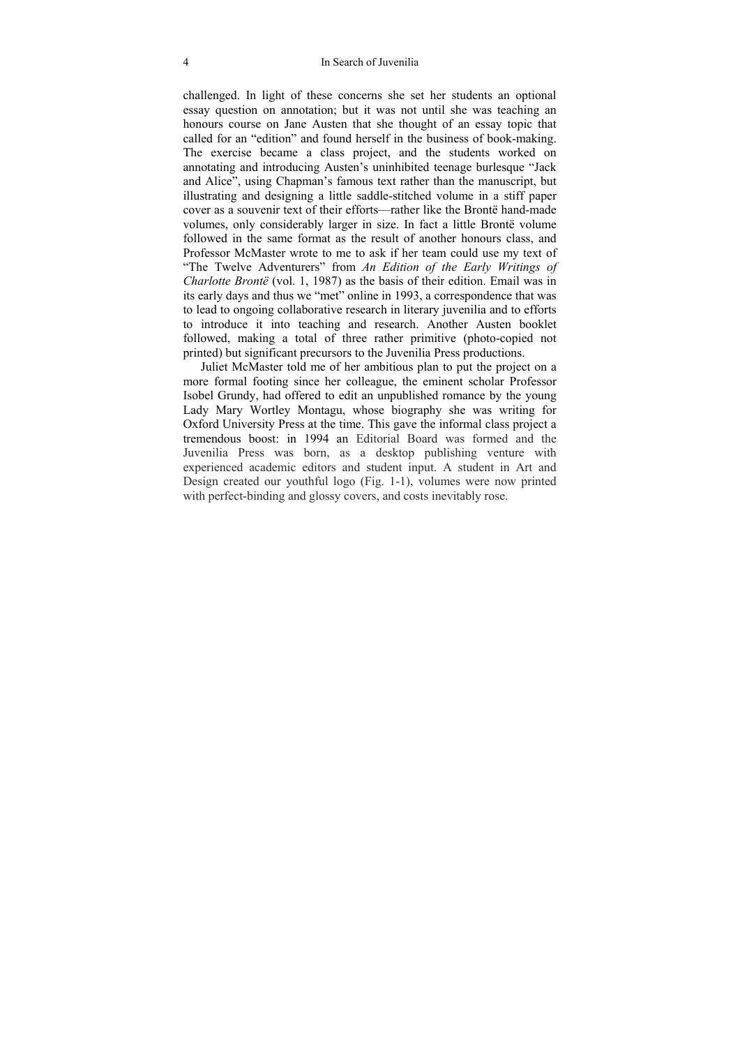challenged. In light of these concerns she set her students an optional essay question on annotation; but it was not until she was teaching an honours course on Jane Austen that she thought of an essay topic that called for an "edition" and found herself in the business of book-making. The exercise became a class project, and the students worked on annotating and introducing Austen's uninhibited teenage burlesque "Jack and Alice", using Chapman's famous text rather than the manuscript, but illustrating and designing a little saddle-stitched volume in a stiff paper cover as a souvenir text of their efforts—rather like the Brontë hand-made volumes, only considerably larger in size. In fact a little Brontë volume followed in the same format as the result of another honours class, and Professor McMaster wrote to me to ask if her team could use my text of "The Twelve Adventurers" from *An Edition of the Early Writings of Charlotte Brontë* (vol. 1, 1987) as the basis of their edition. Email was in its early days and thus we "met" online in 1993, a correspondence that was to lead to ongoing collaborative research in literary juvenilia and to efforts to introduce it into teaching and research. Another Austen booklet followed, making a total of three rather primitive (photo-copied not printed) but significant precursors to the Juvenilia Press productions.

Juliet McMaster told me of her ambitious plan to put the project on a more formal footing since her colleague, the eminent scholar Professor Isobel Grundy, had offered to edit an unpublished romance by the young Lady Mary Wortley Montagu, whose biography she was writing for Oxford University Press at the time. This gave the informal class project a tremendous boost: in 1994 an Editorial Board was formed and the Juvenilia Press was born, as a desktop publishing venture with experienced academic editors and student input. A student in Art and Design created our youthful logo (Fig. 1-1), volumes were now printed with perfect-binding and glossy covers, and costs inevitably rose.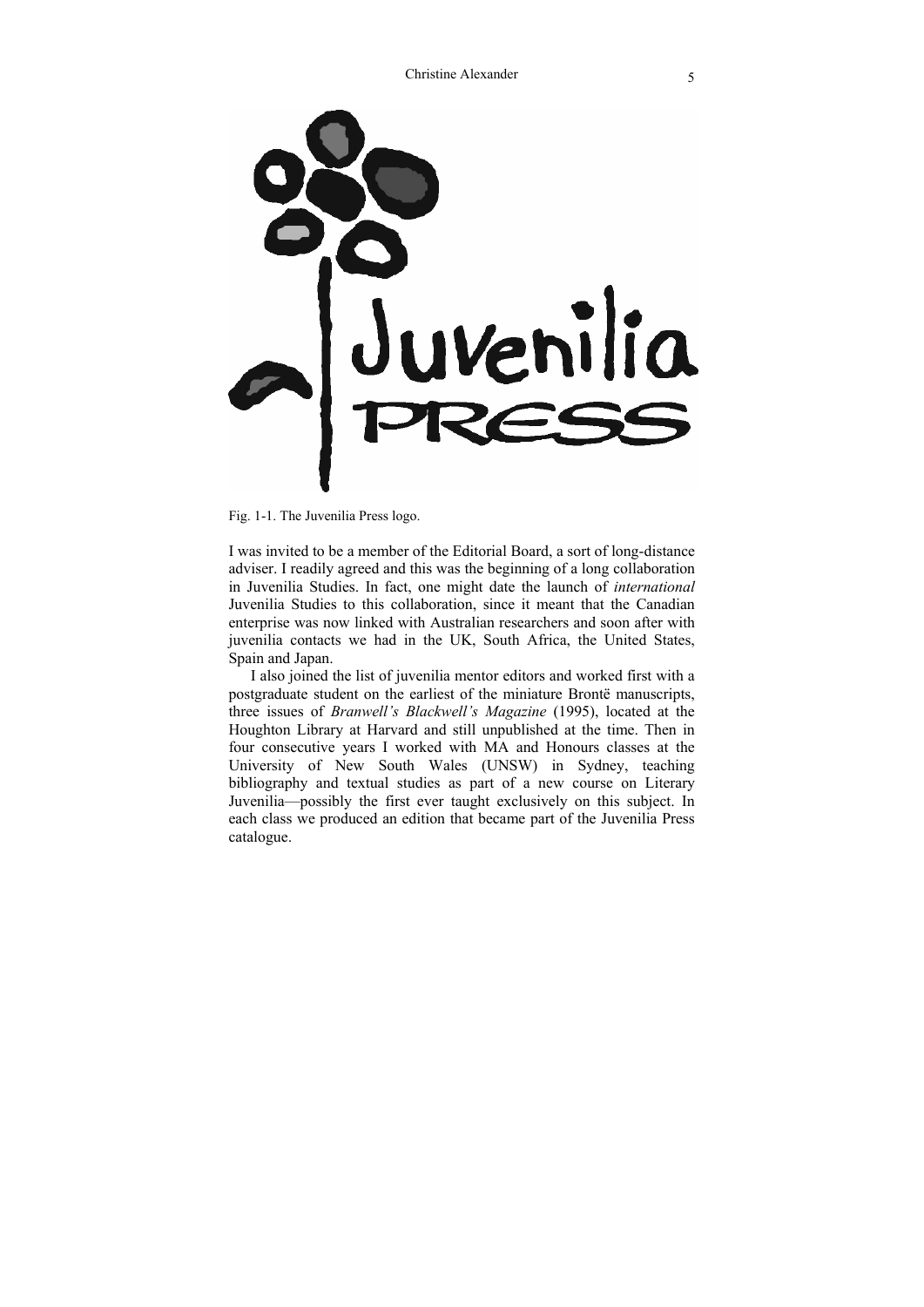Fig. 1-1. The Juvenilia Press logo.

I was invited to be a member of the Editorial Board, a sort of long-distance adviser. I readily agreed and this was the beginning of a long collaboration in Juvenilia Studies. In fact, one might date the launch of *international* Juvenilia Studies to this collaboration, since it meant that the Canadian enterprise was now linked with Australian researchers and soon after with juvenilia contacts we had in the UK, South Africa, the United States, Spain and Japan.

I also joined the list of juvenilia mentor editors and worked first with a postgraduate student on the earliest of the miniature Brontë manuscripts, three issues of *Branwell's Blackwell's Magazine* (1995), located at the Houghton Library at Harvard and still unpublished at the time. Then in four consecutive years I worked with MA and Honours classes at the University of New South Wales (UNSW) in Sydney, teaching bibliography and textual studies as part of a new course on Literary Juvenilia—possibly the first ever taught exclusively on this subject. In each class we produced an edition that became part of the Juvenilia Press catalogue.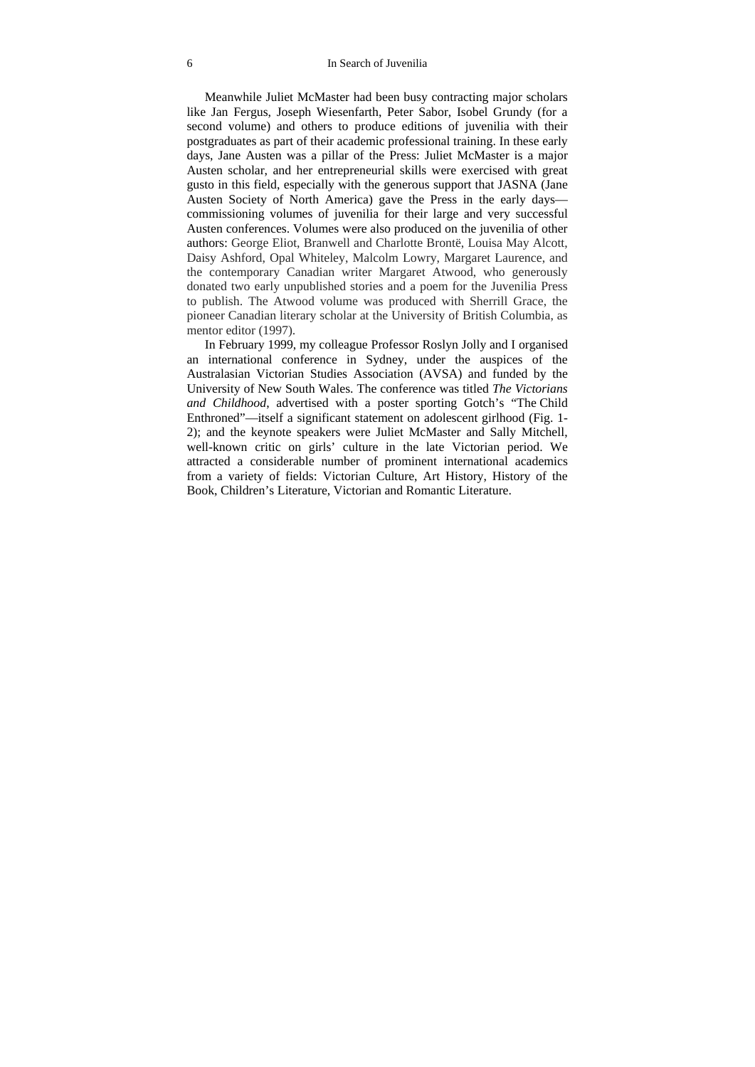Meanwhile Juliet McMaster had been busy contracting major scholars like Jan Fergus, Joseph Wiesenfarth, Peter Sabor, Isobel Grundy (for a second volume) and others to produce editions of juvenilia with their postgraduates as part of their academic professional training. In these early days, Jane Austen was a pillar of the Press: Juliet McMaster is a major Austen scholar, and her entrepreneurial skills were exercised with great gusto in this field, especially with the generous support that JASNA (Jane Austen Society of North America) gave the Press in the early days—commissioning volumes of juvenilia for their large and very successful Austen conferences. Volumes were also produced on the juvenilia of other authors: George Eliot, Branwell and Charlotte Brontë, Louisa May Alcott, Daisy Ashford, Opal Whiteley, Malcolm Lowry, Margaret Laurence, and the contemporary Canadian writer Margaret Atwood, who generously donated two early unpublished stories and a poem for the Juvenilia Press to publish. The Atwood volume was produced with Sherrill Grace, the pioneer Canadian literary scholar at the University of British Columbia, as mentor editor (1997).

In February 1999, my colleague Professor Roslyn Jolly and I organised an international conference in Sydney, under the auspices of the Australasian Victorian Studies Association (AVSA) and funded by the University of New South Wales. The conference was titled *The Victorians and Childhood*, advertised with a poster sporting Gotch's "The Child Enthroned"—itself a significant statement on adolescent girlhood (Fig. 1-2); and the keynote speakers were Juliet McMaster and Sally Mitchell, well-known critic on girls' culture in the late Victorian period. We attracted a considerable number of prominent international academics from a variety of fields: Victorian Culture, Art History, History of the Book, Children's Literature, Victorian and Romantic Literature.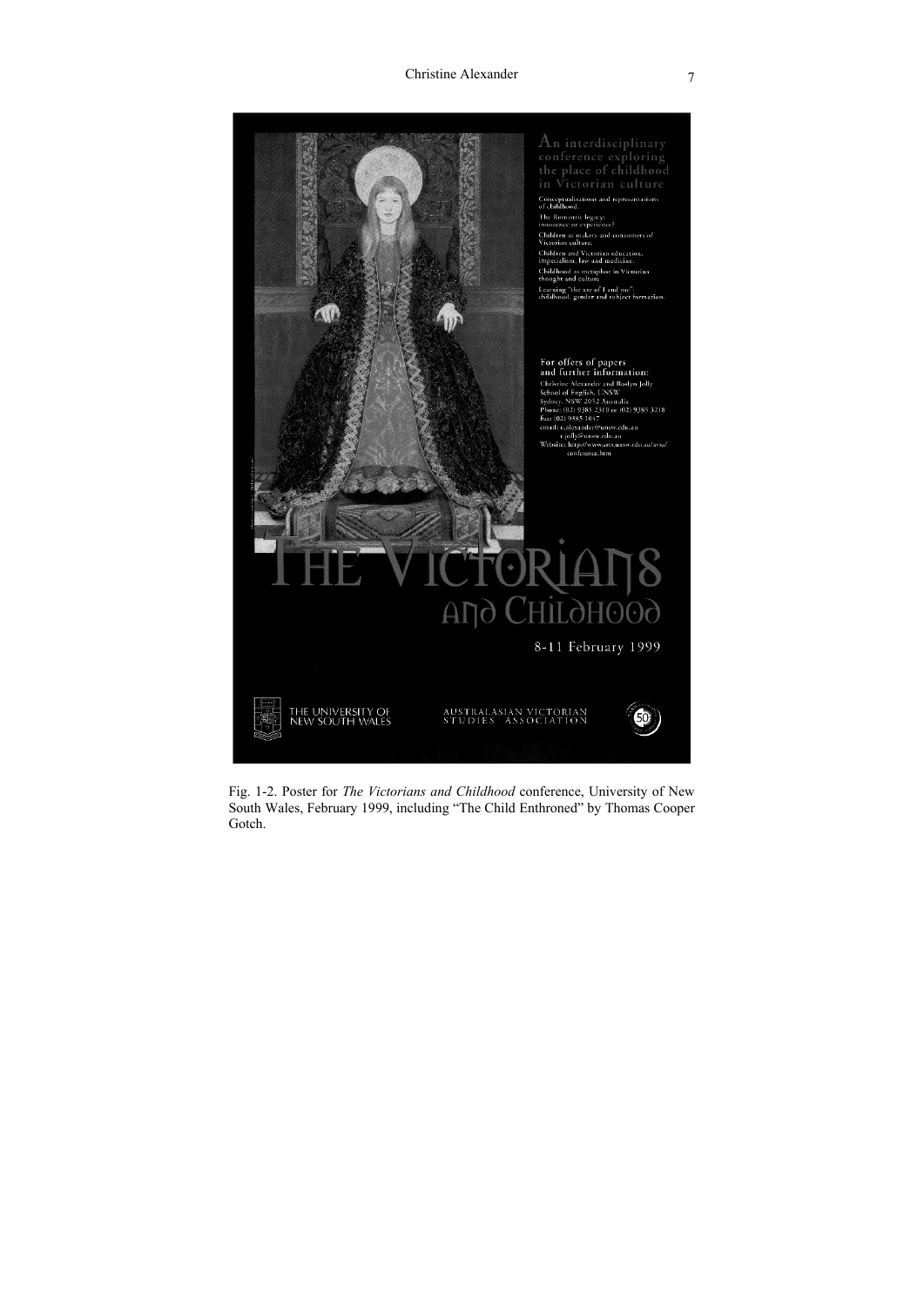Fig. 1-2. Poster for *The Victorians and Childhood* conference, University of New South Wales, February 1999, including "The Child Enthroned" by Thomas Cooper Gotch.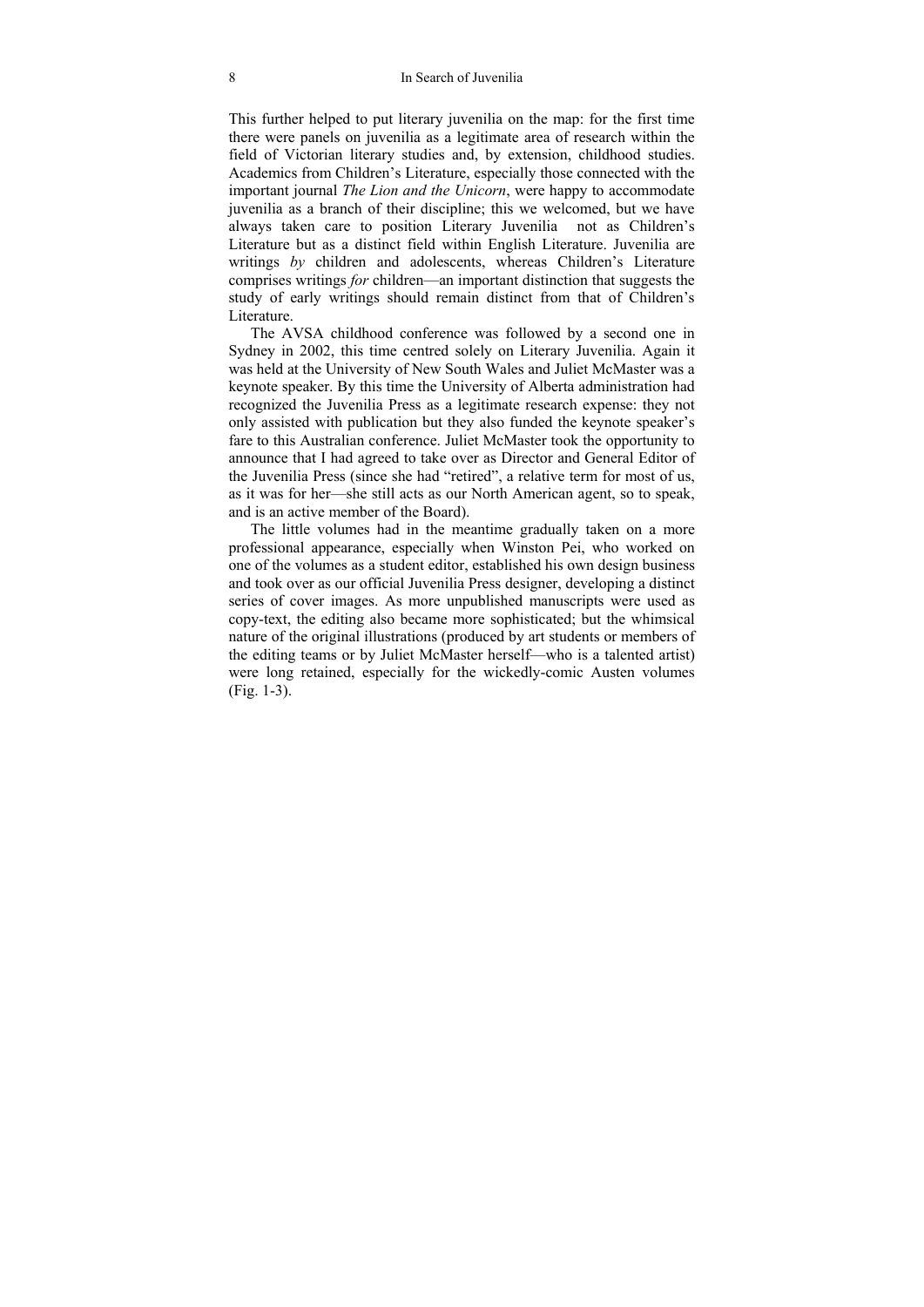This further helped to put literary juvenilia on the map: for the first time there were panels on juvenilia as a legitimate area of research within the field of Victorian literary studies and, by extension, childhood studies. Academics from Children's Literature, especially those connected with the important journal *The Lion and the Unicorn*, were happy to accommodate juvenilia as a branch of their discipline; this we welcomed, but we have always taken care to position Literary Juvenilia not as Children's Literature but as a distinct field within English Literature. Juvenilia are writings *by* children and adolescents, whereas Children's Literature comprises writings *for* children—an important distinction that suggests the study of early writings should remain distinct from that of Children's Literature.

The AVSA childhood conference was followed by a second one in Sydney in 2002, this time centred solely on Literary Juvenilia. Again it was held at the University of New South Wales and Juliet McMaster was a keynote speaker. By this time the University of Alberta administration had recognized the Juvenilia Press as a legitimate research expense: they not only assisted with publication but they also funded the keynote speaker's fare to this Australian conference. Juliet McMaster took the opportunity to announce that I had agreed to take over as Director and General Editor of the Juvenilia Press (since she had "retired", a relative term for most of us, as it was for her—she still acts as our North American agent, so to speak, and is an active member of the Board).

The little volumes had in the meantime gradually taken on a more professional appearance, especially when Winston Pei, who worked on one of the volumes as a student editor, established his own design business and took over as our official Juvenilia Press designer, developing a distinct series of cover images. As more unpublished manuscripts were used as copy-text, the editing also became more sophisticated; but the whimsical nature of the original illustrations (produced by art students or members of the editing teams or by Juliet McMaster herself—who is a talented artist) were long retained, especially for the wickedly-comic Austen volumes (Fig. 1-3).